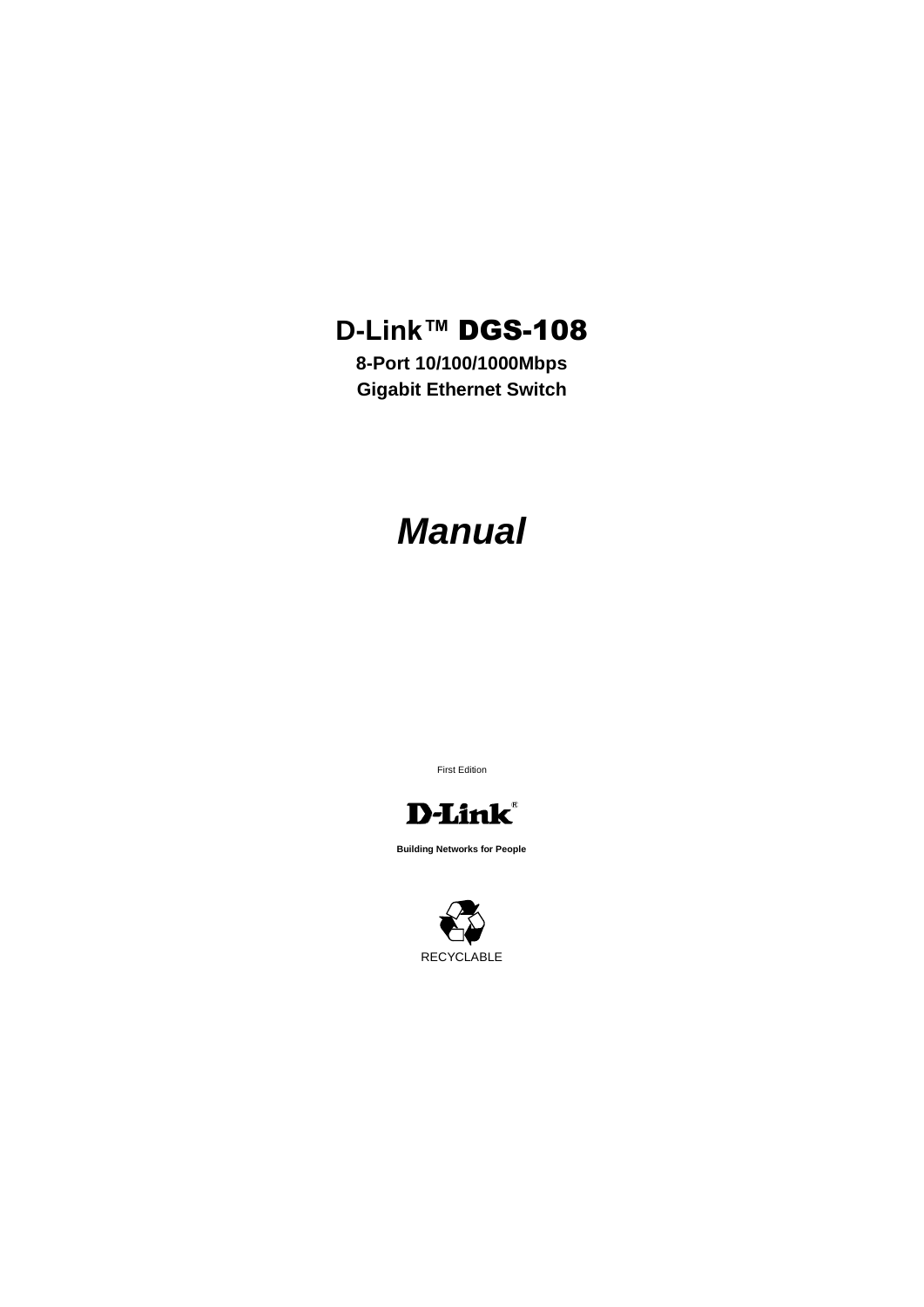# D-Link™ DGS-108

**8-Port 10/100/1000Mbps**

**Gigabit Ethernet Switch**

***Manual***

First Edition

D-Link®

**Building Networks for People**

RECYCLABLE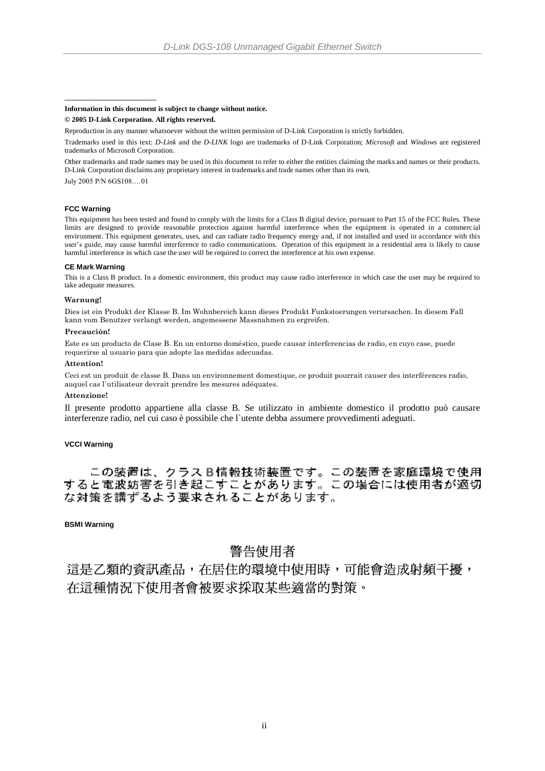**Information in this document is subject to change without notice.**

**© 2005 D-Link Corporation. All rights reserved.**

Reproduction in any manner whatsoever without the written permission of D-Link Corporation is strictly forbidden.

Trademarks used in this text: *D-Link* and the *D-LINK* logo are trademarks of D-Link Corporation; *Microsoft* and *Windows* are registered trademarks of Microsoft Corporation.

Other trademarks and trade names may be used in this document to refer to either the entities claiming the marks and names or their products. D-Link Corporation disclaims any proprietary interest in trademarks and trade names other than its own.

July 2005 P/N 6GS108….01

**FCC Warning**

This equipment has been tested and found to comply with the limits for a Class B digital device, pursuant to Part 15 of the FCC Rules. These limits are designed to provide reasonable protection against harmful interference when the equipment is operated in a commercial environment. This equipment generates, uses, and can radiate radio frequency energy and, if not installed and used in accordance with this user's guide, may cause harmful interference to radio communications. Operation of this equipment in a residential area is likely to cause harmful interference in which case the user will be required to correct the interference at his own expense.

**CE Mark Warning**

This is a Class B product. In a domestic environment, this product may cause radio interference in which case the user may be required to take adequate measures.

**Warnung!**

Dies ist ein Produkt der Klasse B. Im Wohnbereich kann dieses Produkt Funkstoerungen verursachen. In diesem Fall kann vom Benutzer verlangt werden, angemessene Massnahmen zu ergreifen.

**Precaución!**

Este es un producto de Clase B. En un entorno doméstico, puede causar interferencias de radio, en cuyo case, puede requerirse al usuario para que adopte las medidas adecuadas.

**Attention!**

Ceci est un produit de classe B. Dans un environnement domestique, ce produit pourrait causer des interférences radio, auquel cas l`utilisateur devrait prendre les mesures adéquates.

**Attenzione!**

Il presente prodotto appartiene alla classe B. Se utilizzato in ambiente domestico il prodotto può causare interferenze radio, nel cui caso è possibile che l`utente debba assumere provvedimenti adeguati.

**VCCI Warning**

この装置は、クラスB情報技術装置です。この装置を家庭環境で使用すると電波妨害を引き起こすことがあります。この場合には使用者が適切な対策を講ずるよう要求されることがあります。

**BSMI Warning**

警告使用者

這是乙類的資訊產品，在居住的環境中使用時，可能會造成射頻干擾，在這種情況下使用者會被要求採取某些適當的對策。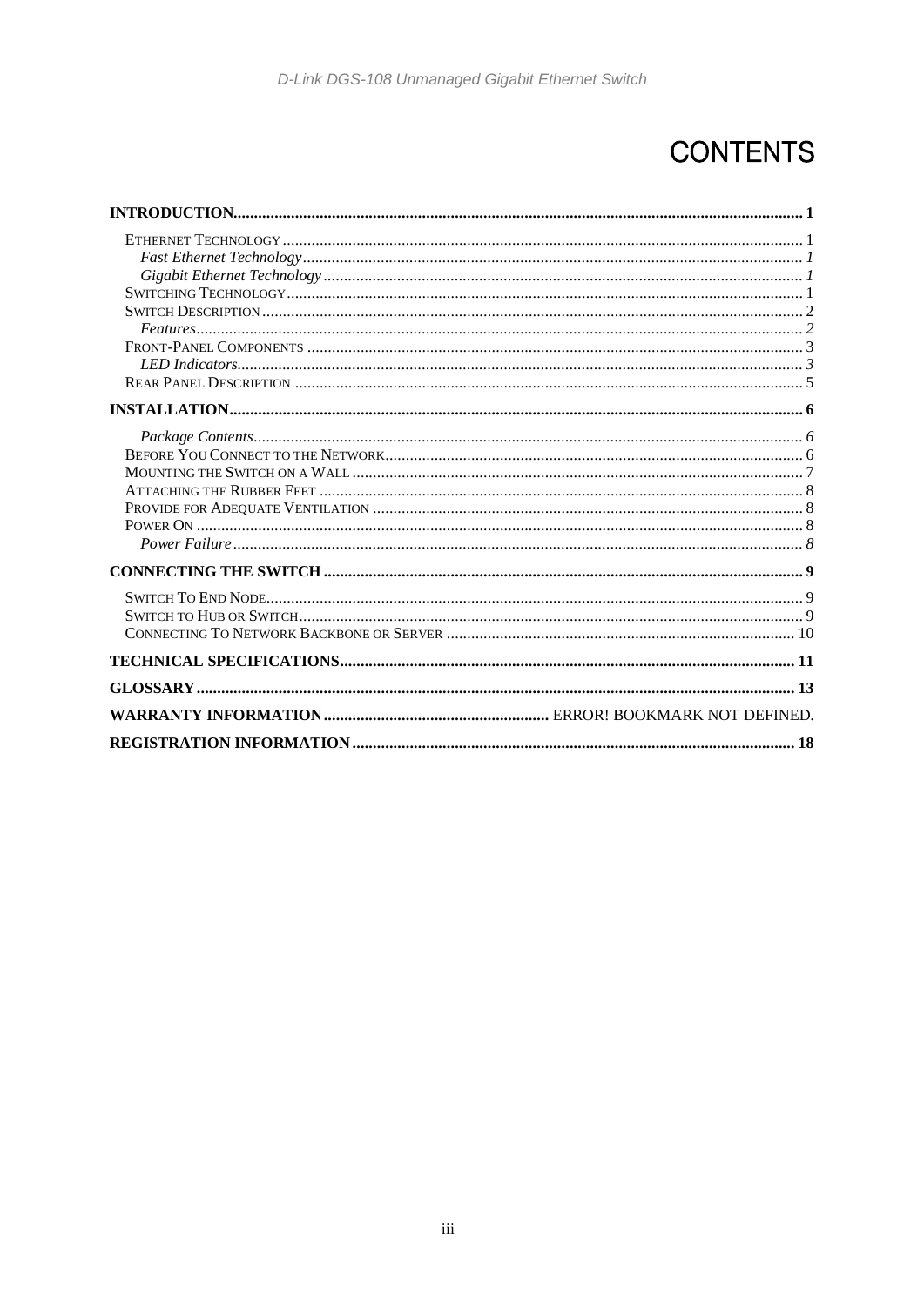# CONTENTS

**INTRODUCTION...1**

- Ethernet Technology...1
  - *Fast Ethernet Technology...1*
  - *Gigabit Ethernet Technology...1*
- Switching Technology...1
- Switch Description...2
  - *Features...2*
- Front-Panel Components...3
  - *LED Indicators...3*
- Rear Panel Description...5

**INSTALLATION...6**

- *Package Contents...6*
- Before You Connect to the Network...6
- Mounting the Switch on a Wall...7
- Attaching the Rubber Feet...8
- Provide for Adequate Ventilation...8
- Power On...8
  - *Power Failure...8*

**CONNECTING THE SWITCH...9**

- Switch To End Node...9
- Switch to Hub or Switch...9
- Connecting To Network Backbone or Server...10

**TECHNICAL SPECIFICATIONS...11**

**GLOSSARY...13**

**WARRANTY INFORMATION...ERROR! BOOKMARK NOT DEFINED.**

**REGISTRATION INFORMATION...18**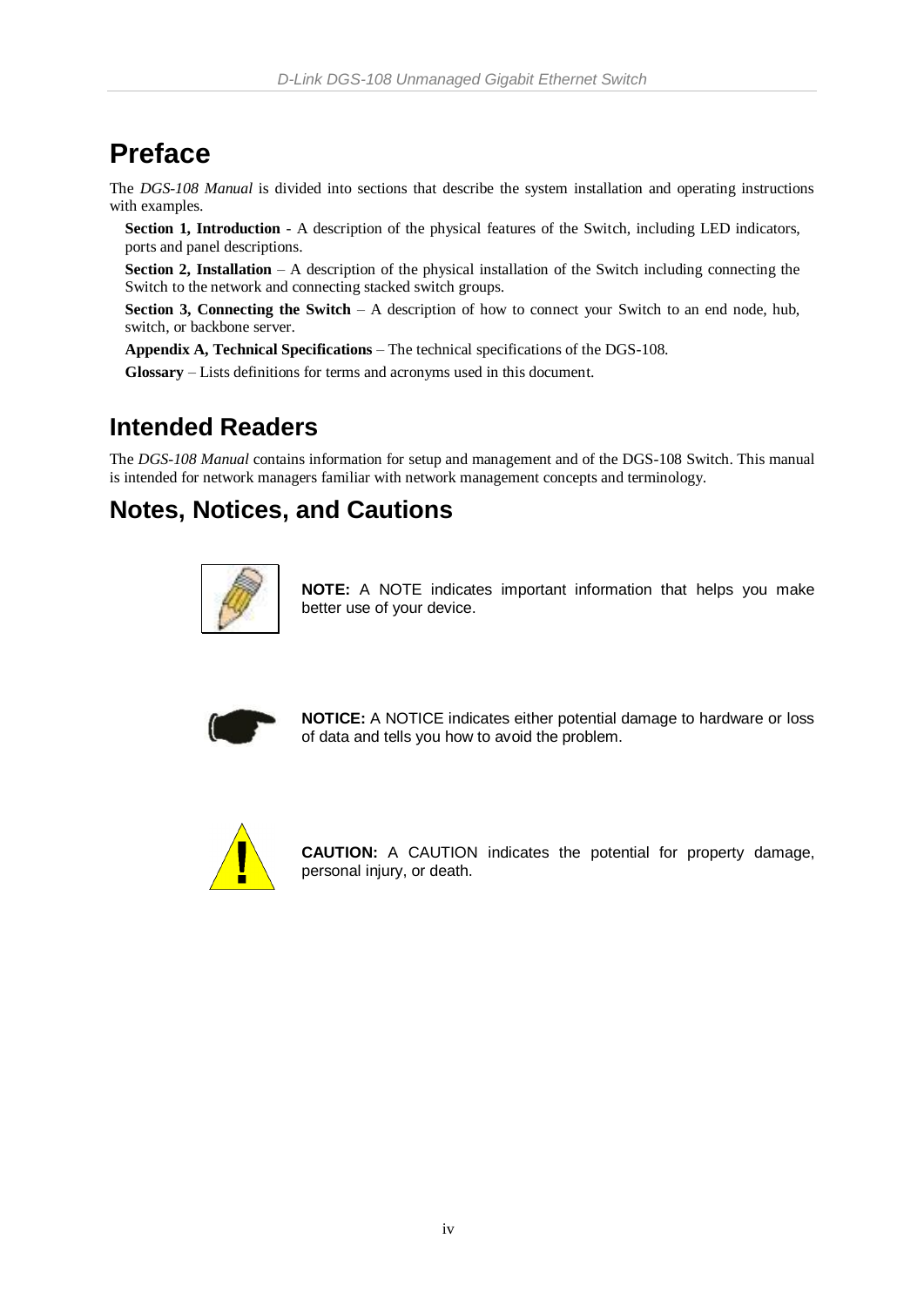# Preface

The *DGS-108 Manual* is divided into sections that describe the system installation and operating instructions with examples.

**Section 1, Introduction** - A description of the physical features of the Switch, including LED indicators, ports and panel descriptions.

**Section 2, Installation** – A description of the physical installation of the Switch including connecting the Switch to the network and connecting stacked switch groups.

**Section 3, Connecting the Switch** – A description of how to connect your Switch to an end node, hub, switch, or backbone server.

**Appendix A, Technical Specifications** – The technical specifications of the DGS-108.

**Glossary** – Lists definitions for terms and acronyms used in this document.

# Intended Readers

The *DGS-108 Manual* contains information for setup and management and of the DGS-108 Switch. This manual is intended for network managers familiar with network management concepts and terminology.

# Notes, Notices, and Cautions

**NOTE:** A NOTE indicates important information that helps you make better use of your device.

**NOTICE:** A NOTICE indicates either potential damage to hardware or loss of data and tells you how to avoid the problem.

**CAUTION:** A CAUTION indicates the potential for property damage, personal injury, or death.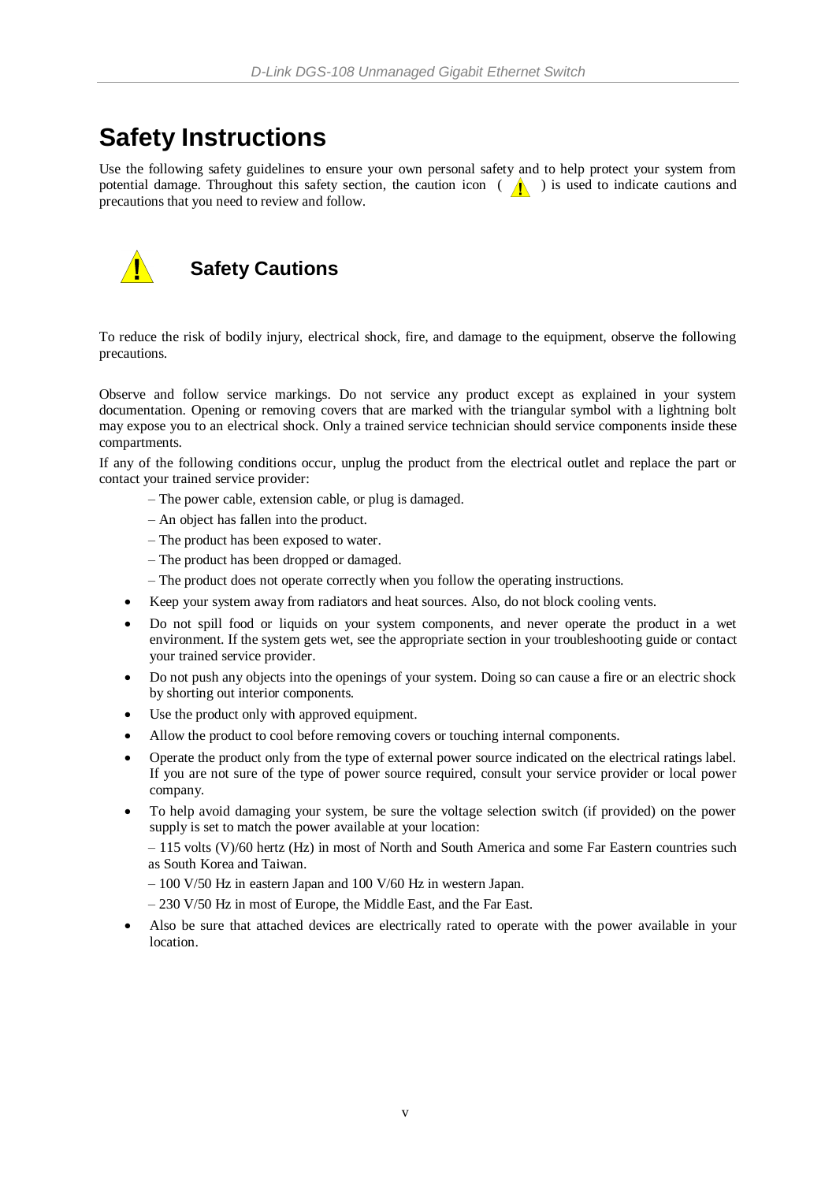# Safety Instructions

Use the following safety guidelines to ensure your own personal safety and to help protect your system from potential damage. Throughout this safety section, the caution icon ( ! ) is used to indicate cautions and precautions that you need to review and follow.

## Safety Cautions

To reduce the risk of bodily injury, electrical shock, fire, and damage to the equipment, observe the following precautions.

Observe and follow service markings. Do not service any product except as explained in your system documentation. Opening or removing covers that are marked with the triangular symbol with a lightning bolt may expose you to an electrical shock. Only a trained service technician should service components inside these compartments.

If any of the following conditions occur, unplug the product from the electrical outlet and replace the part or contact your trained service provider:

– The power cable, extension cable, or plug is damaged.

– An object has fallen into the product.

– The product has been exposed to water.

– The product has been dropped or damaged.

– The product does not operate correctly when you follow the operating instructions.

- Keep your system away from radiators and heat sources. Also, do not block cooling vents.
- Do not spill food or liquids on your system components, and never operate the product in a wet environment. If the system gets wet, see the appropriate section in your troubleshooting guide or contact your trained service provider.
- Do not push any objects into the openings of your system. Doing so can cause a fire or an electric shock by shorting out interior components.
- Use the product only with approved equipment.
- Allow the product to cool before removing covers or touching internal components.
- Operate the product only from the type of external power source indicated on the electrical ratings label. If you are not sure of the type of power source required, consult your service provider or local power company.
- To help avoid damaging your system, be sure the voltage selection switch (if provided) on the power supply is set to match the power available at your location:

  – 115 volts (V)/60 hertz (Hz) in most of North and South America and some Far Eastern countries such as South Korea and Taiwan.

  – 100 V/50 Hz in eastern Japan and 100 V/60 Hz in western Japan.

  – 230 V/50 Hz in most of Europe, the Middle East, and the Far East.
- Also be sure that attached devices are electrically rated to operate with the power available in your location.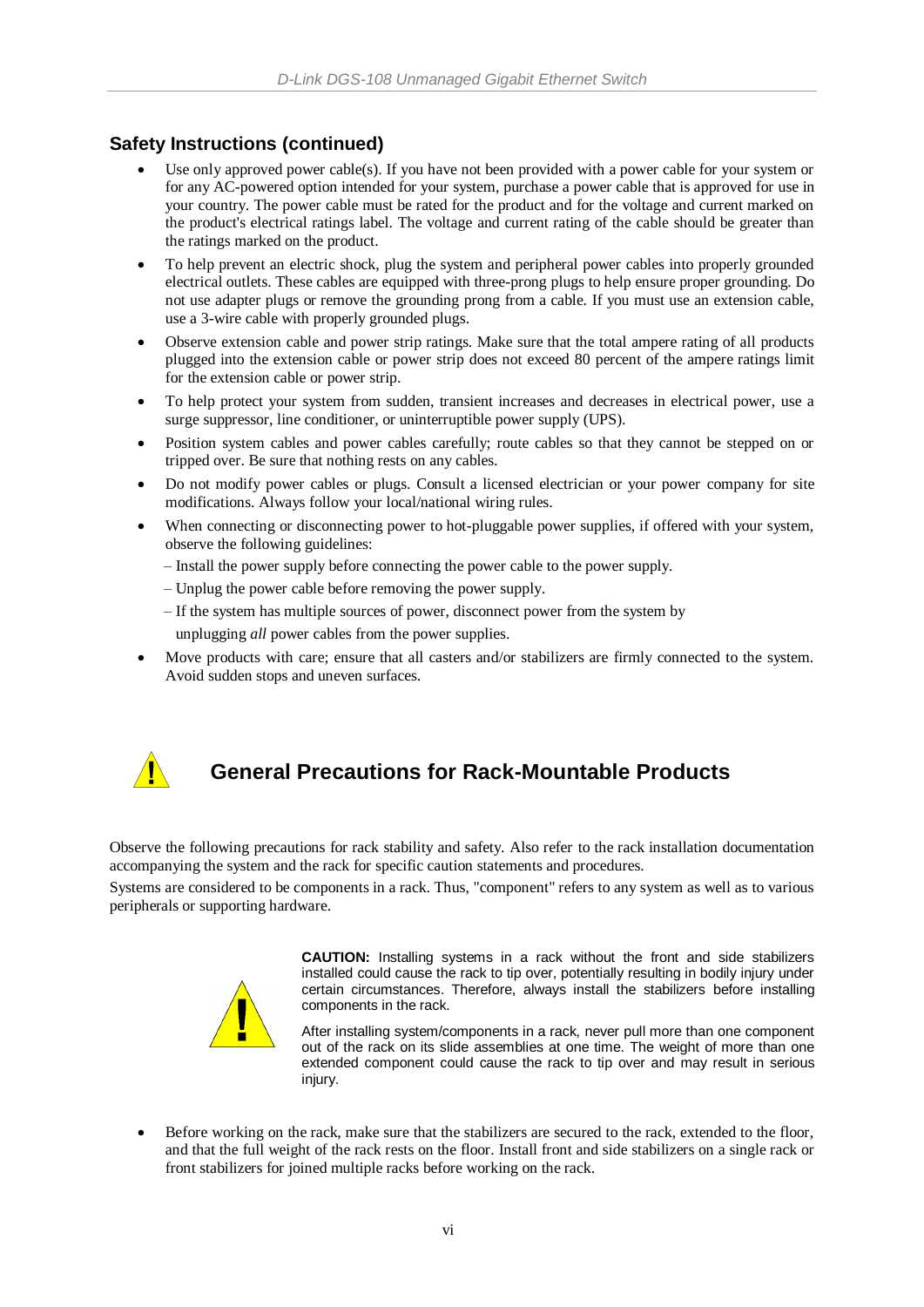## Safety Instructions (continued)

- Use only approved power cable(s). If you have not been provided with a power cable for your system or for any AC-powered option intended for your system, purchase a power cable that is approved for use in your country. The power cable must be rated for the product and for the voltage and current marked on the product's electrical ratings label. The voltage and current rating of the cable should be greater than the ratings marked on the product.
- To help prevent an electric shock, plug the system and peripheral power cables into properly grounded electrical outlets. These cables are equipped with three-prong plugs to help ensure proper grounding. Do not use adapter plugs or remove the grounding prong from a cable. If you must use an extension cable, use a 3-wire cable with properly grounded plugs.
- Observe extension cable and power strip ratings. Make sure that the total ampere rating of all products plugged into the extension cable or power strip does not exceed 80 percent of the ampere ratings limit for the extension cable or power strip.
- To help protect your system from sudden, transient increases and decreases in electrical power, use a surge suppressor, line conditioner, or uninterruptible power supply (UPS).
- Position system cables and power cables carefully; route cables so that they cannot be stepped on or tripped over. Be sure that nothing rests on any cables.
- Do not modify power cables or plugs. Consult a licensed electrician or your power company for site modifications. Always follow your local/national wiring rules.
- When connecting or disconnecting power to hot-pluggable power supplies, if offered with your system, observe the following guidelines:
  - Install the power supply before connecting the power cable to the power supply.
  - Unplug the power cable before removing the power supply.
  - If the system has multiple sources of power, disconnect power from the system by unplugging *all* power cables from the power supplies.
- Move products with care; ensure that all casters and/or stabilizers are firmly connected to the system. Avoid sudden stops and uneven surfaces.

## General Precautions for Rack-Mountable Products

Observe the following precautions for rack stability and safety. Also refer to the rack installation documentation accompanying the system and the rack for specific caution statements and procedures.

Systems are considered to be components in a rack. Thus, "component" refers to any system as well as to various peripherals or supporting hardware.

**CAUTION:** Installing systems in a rack without the front and side stabilizers installed could cause the rack to tip over, potentially resulting in bodily injury under certain circumstances. Therefore, always install the stabilizers before installing components in the rack.

After installing system/components in a rack, never pull more than one component out of the rack on its slide assemblies at one time. The weight of more than one extended component could cause the rack to tip over and may result in serious injury.

- Before working on the rack, make sure that the stabilizers are secured to the rack, extended to the floor, and that the full weight of the rack rests on the floor. Install front and side stabilizers on a single rack or front stabilizers for joined multiple racks before working on the rack.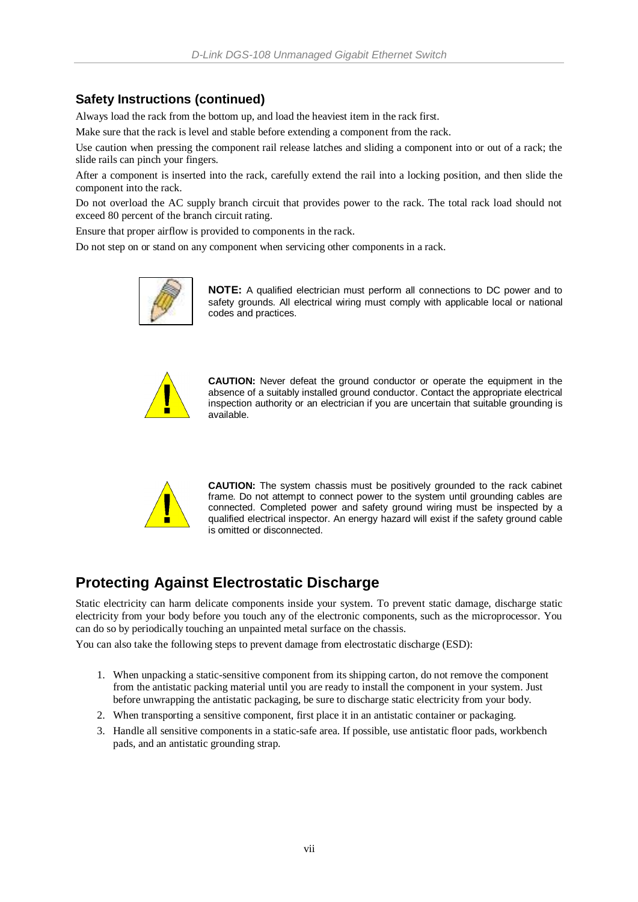### Safety Instructions (continued)

Always load the rack from the bottom up, and load the heaviest item in the rack first.

Make sure that the rack is level and stable before extending a component from the rack.

Use caution when pressing the component rail release latches and sliding a component into or out of a rack; the slide rails can pinch your fingers.

After a component is inserted into the rack, carefully extend the rail into a locking position, and then slide the component into the rack.

Do not overload the AC supply branch circuit that provides power to the rack. The total rack load should not exceed 80 percent of the branch circuit rating.

Ensure that proper airflow is provided to components in the rack.

Do not step on or stand on any component when servicing other components in a rack.

**NOTE:** A qualified electrician must perform all connections to DC power and to safety grounds. All electrical wiring must comply with applicable local or national codes and practices.

**CAUTION:** Never defeat the ground conductor or operate the equipment in the absence of a suitably installed ground conductor. Contact the appropriate electrical inspection authority or an electrician if you are uncertain that suitable grounding is available.

**CAUTION:** The system chassis must be positively grounded to the rack cabinet frame. Do not attempt to connect power to the system until grounding cables are connected. Completed power and safety ground wiring must be inspected by a qualified electrical inspector. An energy hazard will exist if the safety ground cable is omitted or disconnected.

## Protecting Against Electrostatic Discharge

Static electricity can harm delicate components inside your system. To prevent static damage, discharge static electricity from your body before you touch any of the electronic components, such as the microprocessor. You can do so by periodically touching an unpainted metal surface on the chassis.

You can also take the following steps to prevent damage from electrostatic discharge (ESD):

1. When unpacking a static-sensitive component from its shipping carton, do not remove the component from the antistatic packing material until you are ready to install the component in your system. Just before unwrapping the antistatic packaging, be sure to discharge static electricity from your body.
2. When transporting a sensitive component, first place it in an antistatic container or packaging.
3. Handle all sensitive components in a static-safe area. If possible, use antistatic floor pads, workbench pads, and an antistatic grounding strap.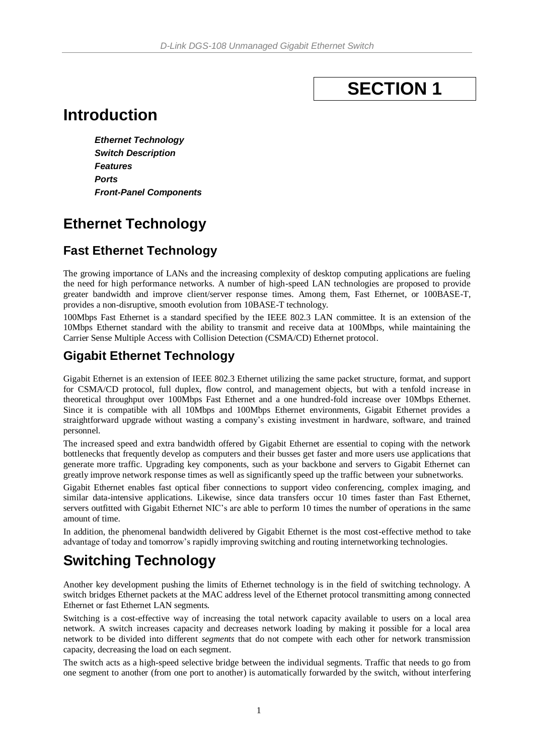# SECTION 1

# Introduction

***Ethernet Technology***
***Switch Description***
***Features***
***Ports***
***Front-Panel Components***

## Ethernet Technology

### Fast Ethernet Technology

The growing importance of LANs and the increasing complexity of desktop computing applications are fueling the need for high performance networks. A number of high-speed LAN technologies are proposed to provide greater bandwidth and improve client/server response times. Among them, Fast Ethernet, or 100BASE-T, provides a non-disruptive, smooth evolution from 10BASE-T technology.

100Mbps Fast Ethernet is a standard specified by the IEEE 802.3 LAN committee. It is an extension of the 10Mbps Ethernet standard with the ability to transmit and receive data at 100Mbps, while maintaining the Carrier Sense Multiple Access with Collision Detection (CSMA/CD) Ethernet protocol.

### Gigabit Ethernet Technology

Gigabit Ethernet is an extension of IEEE 802.3 Ethernet utilizing the same packet structure, format, and support for CSMA/CD protocol, full duplex, flow control, and management objects, but with a tenfold increase in theoretical throughput over 100Mbps Fast Ethernet and a one hundred-fold increase over 10Mbps Ethernet. Since it is compatible with all 10Mbps and 100Mbps Ethernet environments, Gigabit Ethernet provides a straightforward upgrade without wasting a company's existing investment in hardware, software, and trained personnel.

The increased speed and extra bandwidth offered by Gigabit Ethernet are essential to coping with the network bottlenecks that frequently develop as computers and their busses get faster and more users use applications that generate more traffic. Upgrading key components, such as your backbone and servers to Gigabit Ethernet can greatly improve network response times as well as significantly speed up the traffic between your subnetworks.

Gigabit Ethernet enables fast optical fiber connections to support video conferencing, complex imaging, and similar data-intensive applications. Likewise, since data transfers occur 10 times faster than Fast Ethernet, servers outfitted with Gigabit Ethernet NIC's are able to perform 10 times the number of operations in the same amount of time.

In addition, the phenomenal bandwidth delivered by Gigabit Ethernet is the most cost-effective method to take advantage of today and tomorrow's rapidly improving switching and routing internetworking technologies.

## Switching Technology

Another key development pushing the limits of Ethernet technology is in the field of switching technology. A switch bridges Ethernet packets at the MAC address level of the Ethernet protocol transmitting among connected Ethernet or fast Ethernet LAN segments.

Switching is a cost-effective way of increasing the total network capacity available to users on a local area network. A switch increases capacity and decreases network loading by making it possible for a local area network to be divided into different *segments* that do not compete with each other for network transmission capacity, decreasing the load on each segment.

The switch acts as a high-speed selective bridge between the individual segments. Traffic that needs to go from one segment to another (from one port to another) is automatically forwarded by the switch, without interfering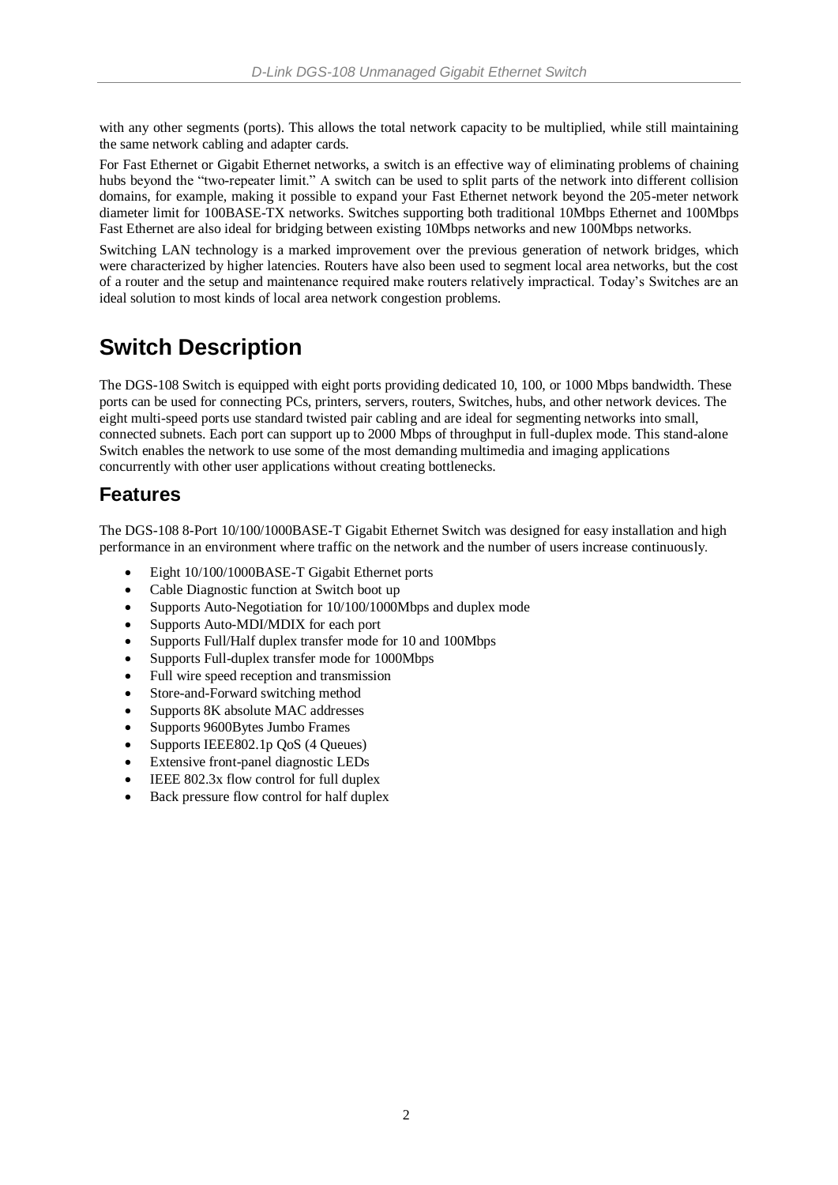with any other segments (ports). This allows the total network capacity to be multiplied, while still maintaining the same network cabling and adapter cards.

For Fast Ethernet or Gigabit Ethernet networks, a switch is an effective way of eliminating problems of chaining hubs beyond the "two-repeater limit." A switch can be used to split parts of the network into different collision domains, for example, making it possible to expand your Fast Ethernet network beyond the 205-meter network diameter limit for 100BASE-TX networks. Switches supporting both traditional 10Mbps Ethernet and 100Mbps Fast Ethernet are also ideal for bridging between existing 10Mbps networks and new 100Mbps networks.

Switching LAN technology is a marked improvement over the previous generation of network bridges, which were characterized by higher latencies. Routers have also been used to segment local area networks, but the cost of a router and the setup and maintenance required make routers relatively impractical. Today's Switches are an ideal solution to most kinds of local area network congestion problems.

# Switch Description

The DGS-108 Switch is equipped with eight ports providing dedicated 10, 100, or 1000 Mbps bandwidth. These ports can be used for connecting PCs, printers, servers, routers, Switches, hubs, and other network devices. The eight multi-speed ports use standard twisted pair cabling and are ideal for segmenting networks into small, connected subnets. Each port can support up to 2000 Mbps of throughput in full-duplex mode. This stand-alone Switch enables the network to use some of the most demanding multimedia and imaging applications concurrently with other user applications without creating bottlenecks.

## Features

The DGS-108 8-Port 10/100/1000BASE-T Gigabit Ethernet Switch was designed for easy installation and high performance in an environment where traffic on the network and the number of users increase continuously.

- Eight 10/100/1000BASE-T Gigabit Ethernet ports
- Cable Diagnostic function at Switch boot up
- Supports Auto-Negotiation for 10/100/1000Mbps and duplex mode
- Supports Auto-MDI/MDIX for each port
- Supports Full/Half duplex transfer mode for 10 and 100Mbps
- Supports Full-duplex transfer mode for 1000Mbps
- Full wire speed reception and transmission
- Store-and-Forward switching method
- Supports 8K absolute MAC addresses
- Supports 9600Bytes Jumbo Frames
- Supports IEEE802.1p QoS (4 Queues)
- Extensive front-panel diagnostic LEDs
- IEEE 802.3x flow control for full duplex
- Back pressure flow control for half duplex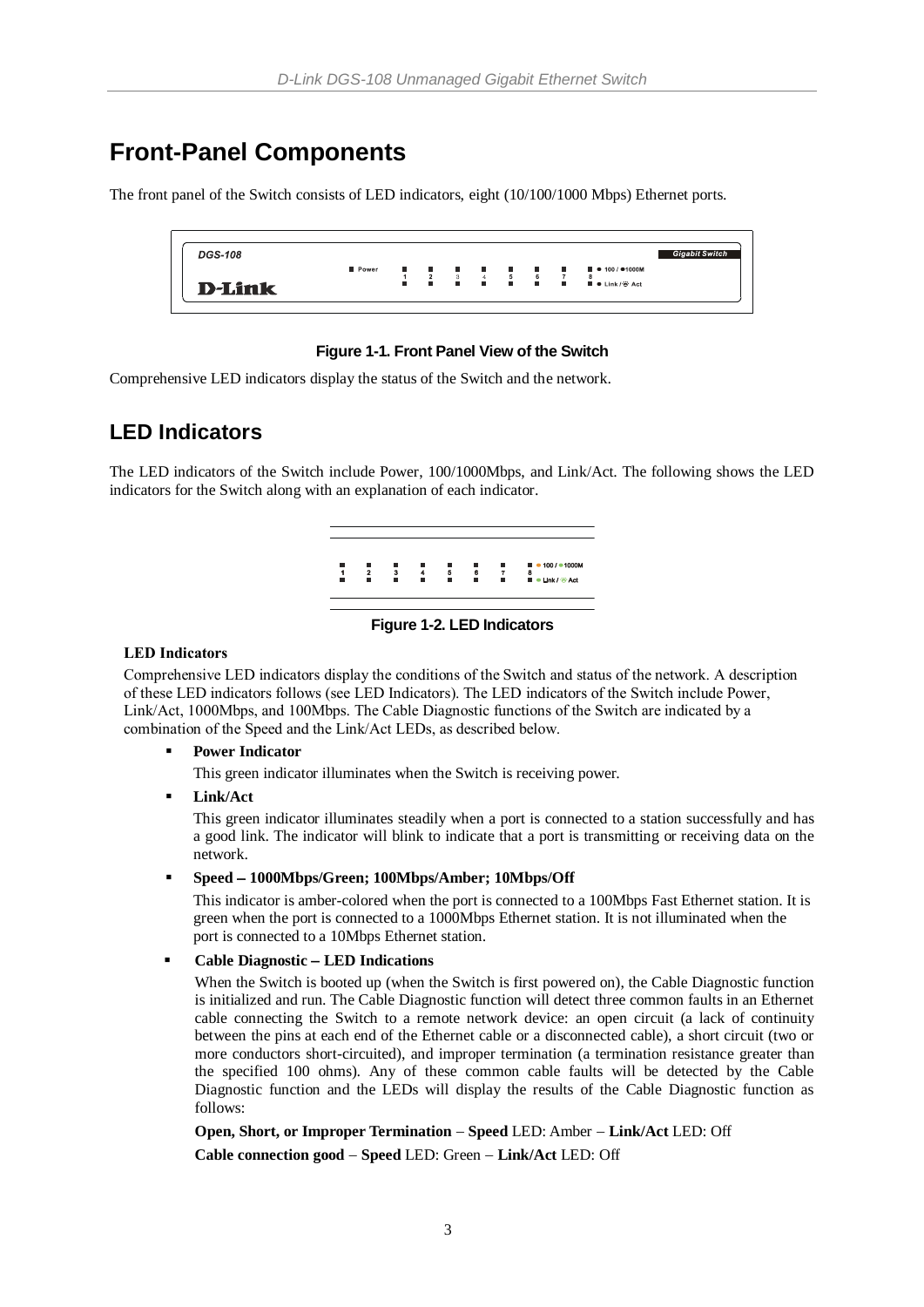## Front-Panel Components

The front panel of the Switch consists of LED indicators, eight (10/100/1000 Mbps) Ethernet ports.

**Figure 1-1. Front Panel View of the Switch**

Comprehensive LED indicators display the status of the Switch and the network.

## LED Indicators

The LED indicators of the Switch include Power, 100/1000Mbps, and Link/Act. The following shows the LED indicators for the Switch along with an explanation of each indicator.

**Figure 1-2. LED Indicators**

**LED Indicators**

Comprehensive LED indicators display the conditions of the Switch and status of the network. A description of these LED indicators follows (see LED Indicators). The LED indicators of the Switch include Power, Link/Act, 1000Mbps, and 100Mbps. The Cable Diagnostic functions of the Switch are indicated by a combination of the Speed and the Link/Act LEDs, as described below.

- **Power Indicator**

  This green indicator illuminates when the Switch is receiving power.

- **Link/Act**

  This green indicator illuminates steadily when a port is connected to a station successfully and has a good link. The indicator will blink to indicate that a port is transmitting or receiving data on the network.

- **Speed – 1000Mbps/Green; 100Mbps/Amber; 10Mbps/Off**

  This indicator is amber-colored when the port is connected to a 100Mbps Fast Ethernet station. It is green when the port is connected to a 1000Mbps Ethernet station. It is not illuminated when the port is connected to a 10Mbps Ethernet station.

- **Cable Diagnostic – LED Indications**

  When the Switch is booted up (when the Switch is first powered on), the Cable Diagnostic function is initialized and run. The Cable Diagnostic function will detect three common faults in an Ethernet cable connecting the Switch to a remote network device: an open circuit (a lack of continuity between the pins at each end of the Ethernet cable or a disconnected cable), a short circuit (two or more conductors short-circuited), and improper termination (a termination resistance greater than the specified 100 ohms). Any of these common cable faults will be detected by the Cable Diagnostic function and the LEDs will display the results of the Cable Diagnostic function as follows:

  **Open, Short, or Improper Termination** – **Speed** LED: Amber – **Link/Act** LED: Off

  **Cable connection good** – **Speed** LED: Green – **Link/Act** LED: Off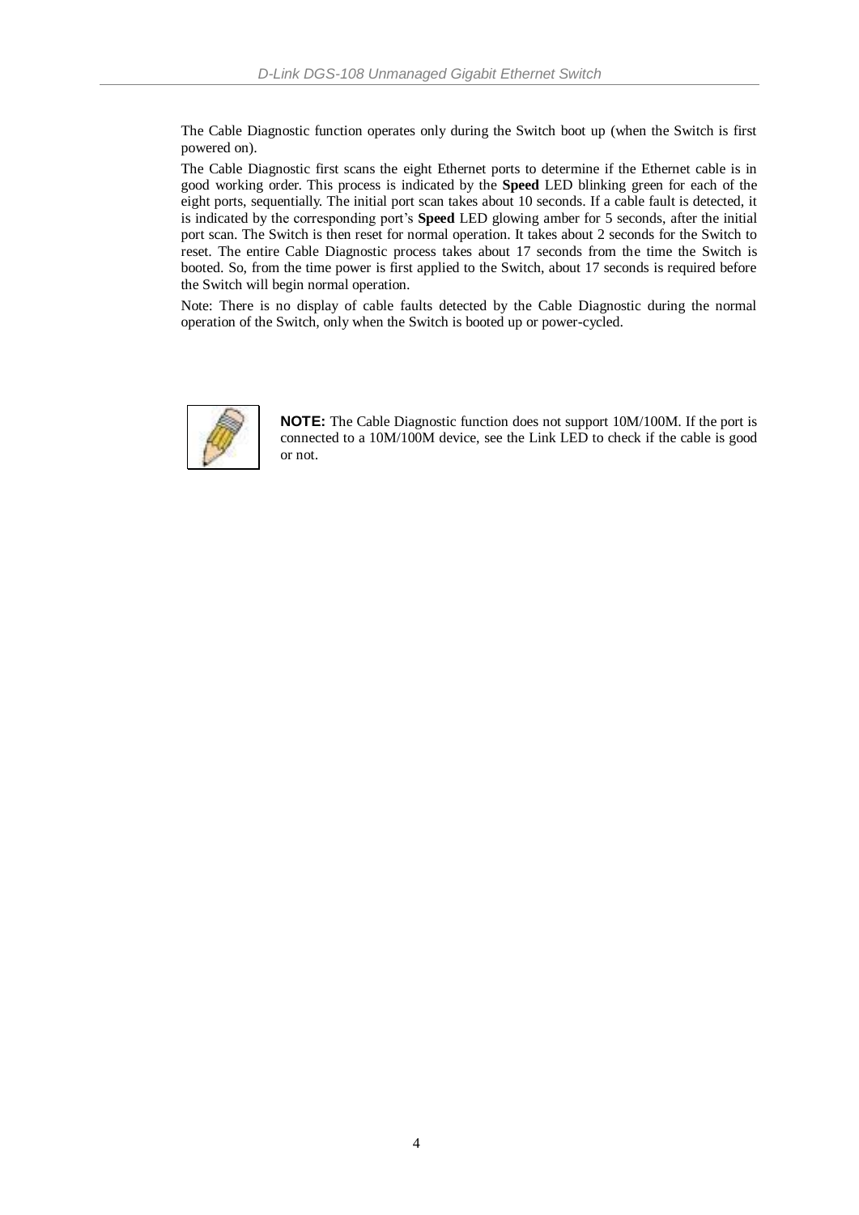The Cable Diagnostic function operates only during the Switch boot up (when the Switch is first powered on).

The Cable Diagnostic first scans the eight Ethernet ports to determine if the Ethernet cable is in good working order. This process is indicated by the **Speed** LED blinking green for each of the eight ports, sequentially. The initial port scan takes about 10 seconds. If a cable fault is detected, it is indicated by the corresponding port's **Speed** LED glowing amber for 5 seconds, after the initial port scan. The Switch is then reset for normal operation. It takes about 2 seconds for the Switch to reset. The entire Cable Diagnostic process takes about 17 seconds from the time the Switch is booted. So, from the time power is first applied to the Switch, about 17 seconds is required before the Switch will begin normal operation.

Note: There is no display of cable faults detected by the Cable Diagnostic during the normal operation of the Switch, only when the Switch is booted up or power-cycled.

**NOTE:** The Cable Diagnostic function does not support 10M/100M. If the port is connected to a 10M/100M device, see the Link LED to check if the cable is good or not.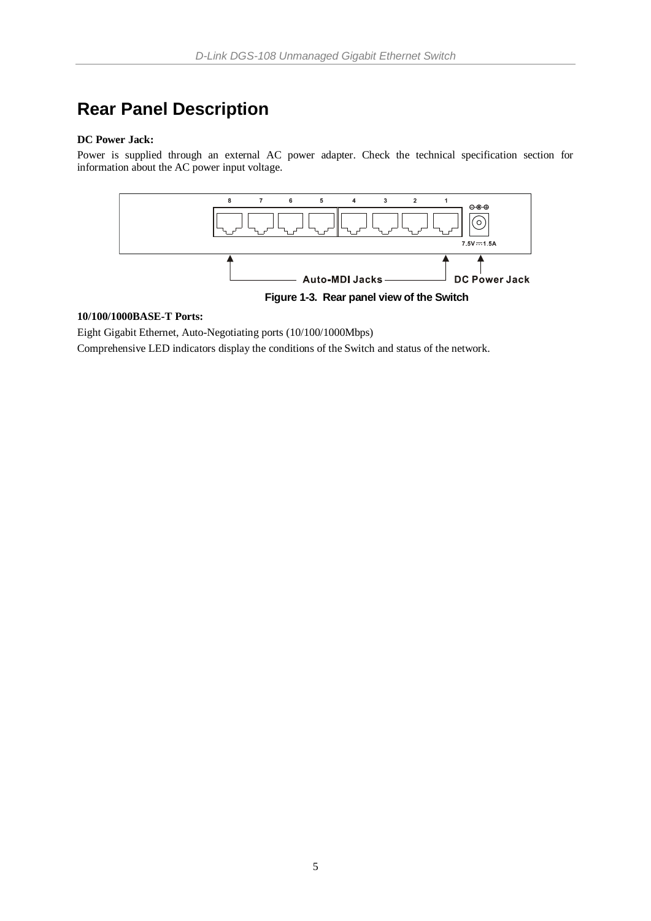## Rear Panel Description

**DC Power Jack:**

Power is supplied through an external AC power adapter. Check the technical specification section for information about the AC power input voltage.

**Figure 1-3. Rear panel view of the Switch**

**10/100/1000BASE-T Ports:**

Eight Gigabit Ethernet, Auto-Negotiating ports (10/100/1000Mbps)

Comprehensive LED indicators display the conditions of the Switch and status of the network.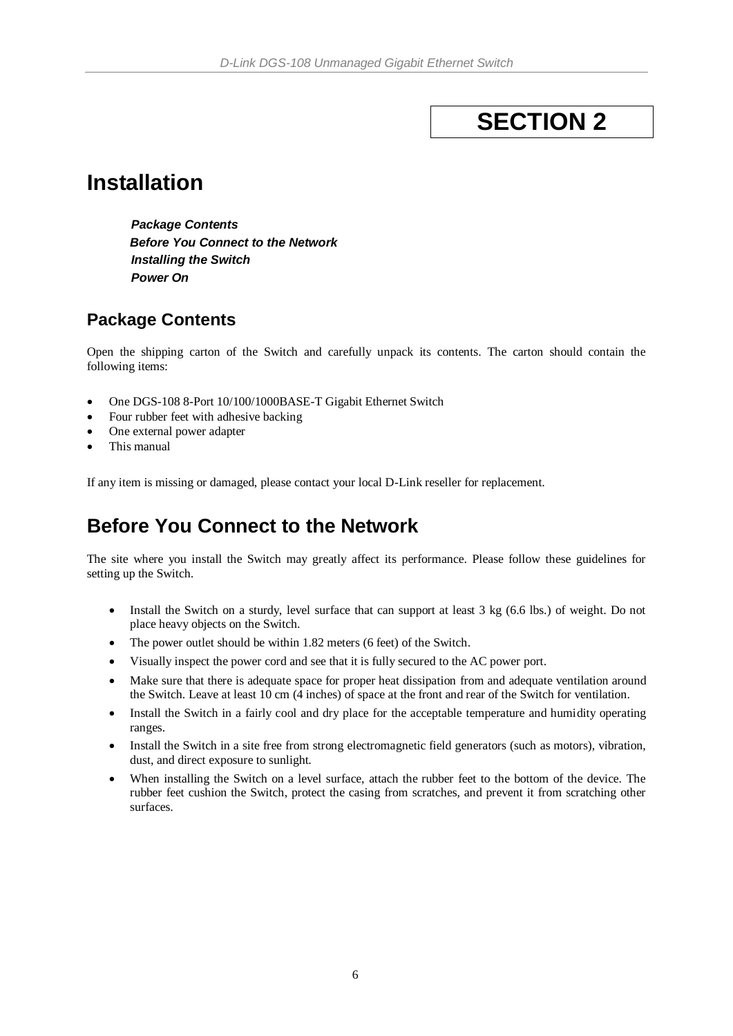# SECTION 2

# Installation

***Package Contents***
***Before You Connect to the Network***
***Installing the Switch***
***Power On***

## Package Contents

Open the shipping carton of the Switch and carefully unpack its contents. The carton should contain the following items:

- One DGS-108 8-Port 10/100/1000BASE-T Gigabit Ethernet Switch
- Four rubber feet with adhesive backing
- One external power adapter
- This manual

If any item is missing or damaged, please contact your local D-Link reseller for replacement.

# Before You Connect to the Network

The site where you install the Switch may greatly affect its performance. Please follow these guidelines for setting up the Switch.

- Install the Switch on a sturdy, level surface that can support at least 3 kg (6.6 lbs.) of weight. Do not place heavy objects on the Switch.
- The power outlet should be within 1.82 meters (6 feet) of the Switch.
- Visually inspect the power cord and see that it is fully secured to the AC power port.
- Make sure that there is adequate space for proper heat dissipation from and adequate ventilation around the Switch. Leave at least 10 cm (4 inches) of space at the front and rear of the Switch for ventilation.
- Install the Switch in a fairly cool and dry place for the acceptable temperature and humidity operating ranges.
- Install the Switch in a site free from strong electromagnetic field generators (such as motors), vibration, dust, and direct exposure to sunlight.
- When installing the Switch on a level surface, attach the rubber feet to the bottom of the device. The rubber feet cushion the Switch, protect the casing from scratches, and prevent it from scratching other surfaces.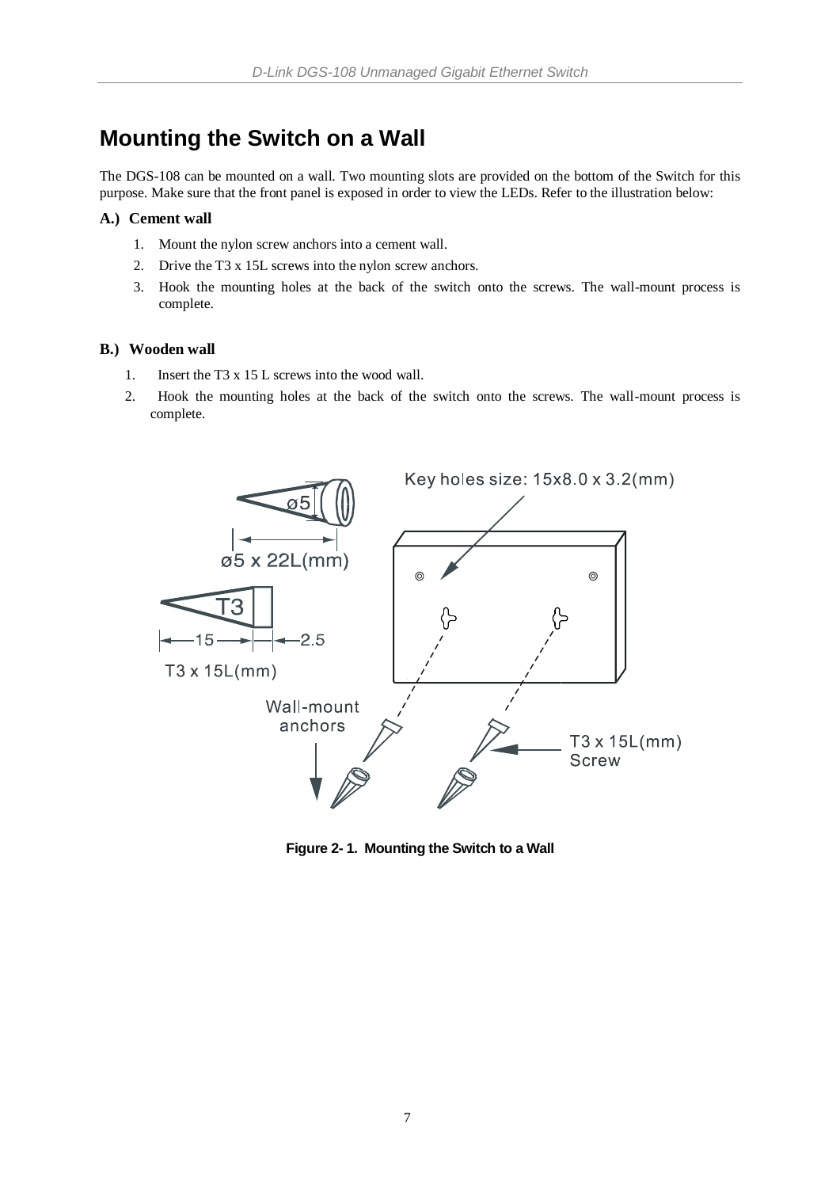# Mounting the Switch on a Wall

The DGS-108 can be mounted on a wall. Two mounting slots are provided on the bottom of the Switch for this purpose. Make sure that the front panel is exposed in order to view the LEDs. Refer to the illustration below:

**A.) Cement wall**

1. Mount the nylon screw anchors into a cement wall.
2. Drive the T3 x 15L screws into the nylon screw anchors.
3. Hook the mounting holes at the back of the switch onto the screws. The wall-mount process is complete.

**B.) Wooden wall**

1. Insert the T3 x 15 L screws into the wood wall.
2. Hook the mounting holes at the back of the switch onto the screws. The wall-mount process is complete.

**Figure 2- 1. Mounting the Switch to a Wall**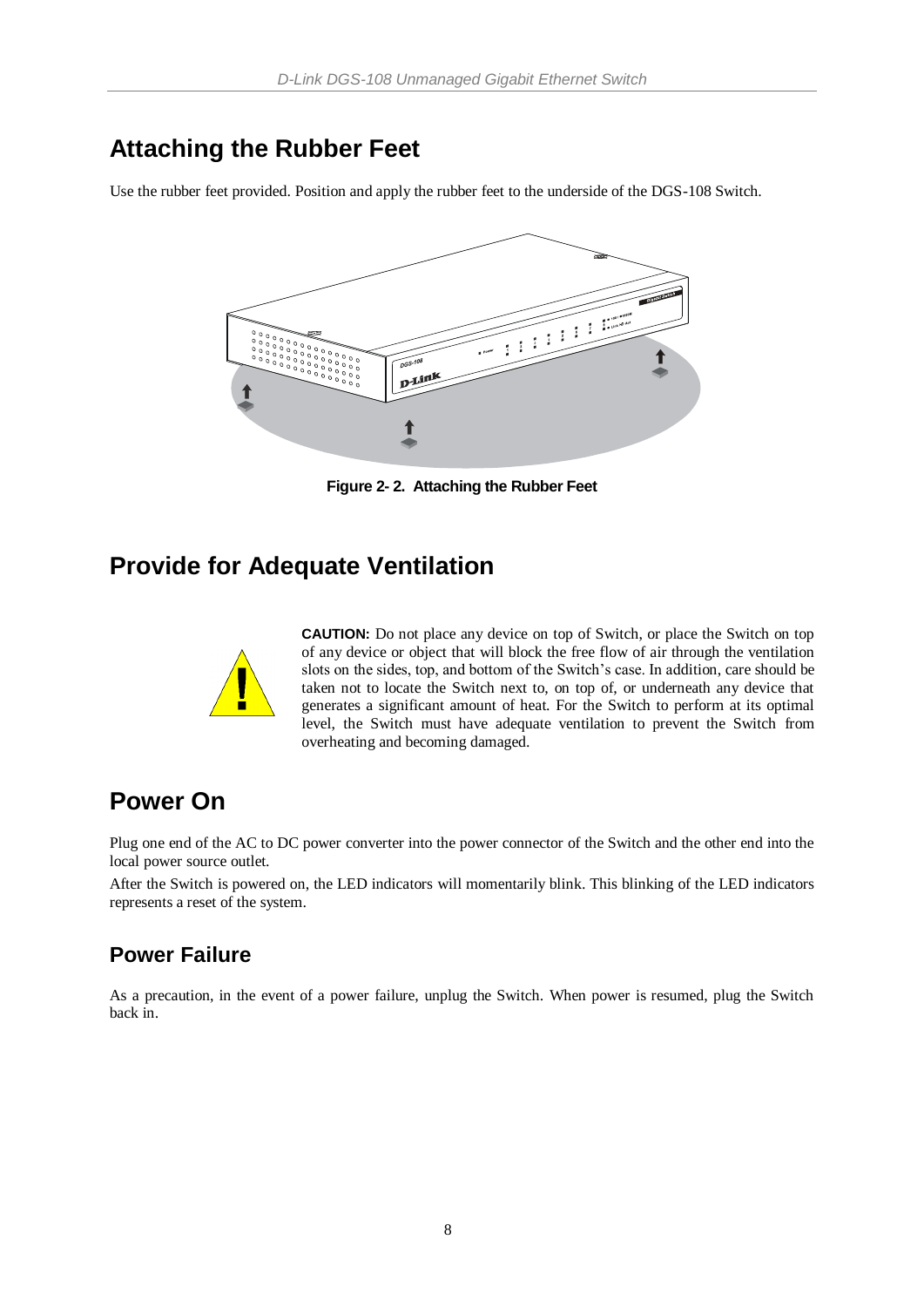## Attaching the Rubber Feet

Use the rubber feet provided. Position and apply the rubber feet to the underside of the DGS-108 Switch.

**Figure 2- 2. Attaching the Rubber Feet**

## Provide for Adequate Ventilation

**CAUTION:** Do not place any device on top of Switch, or place the Switch on top of any device or object that will block the free flow of air through the ventilation slots on the sides, top, and bottom of the Switch's case. In addition, care should be taken not to locate the Switch next to, on top of, or underneath any device that generates a significant amount of heat. For the Switch to perform at its optimal level, the Switch must have adequate ventilation to prevent the Switch from overheating and becoming damaged.

## Power On

Plug one end of the AC to DC power converter into the power connector of the Switch and the other end into the local power source outlet.

After the Switch is powered on, the LED indicators will momentarily blink. This blinking of the LED indicators represents a reset of the system.

### Power Failure

As a precaution, in the event of a power failure, unplug the Switch. When power is resumed, plug the Switch back in.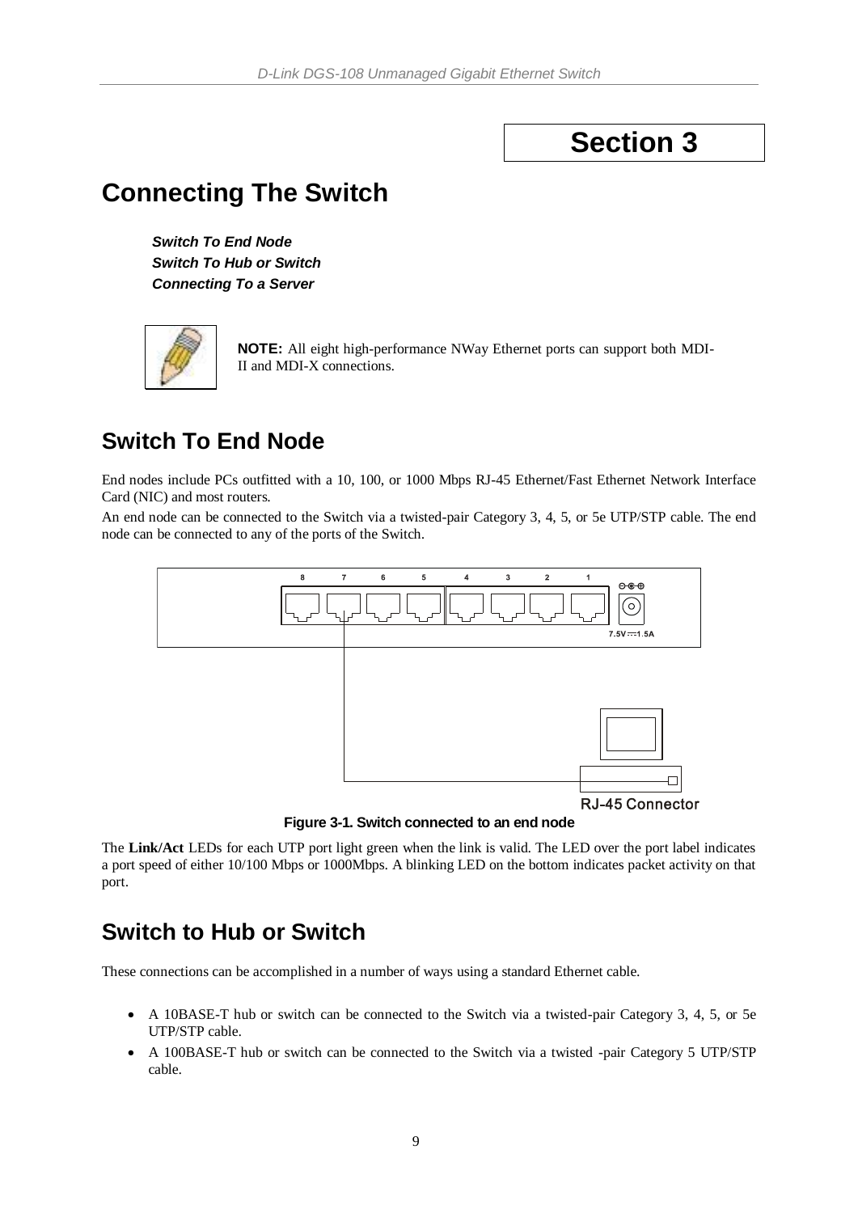# Section 3

# Connecting The Switch

***Switch To End Node***
***Switch To Hub or Switch***
***Connecting To a Server***

**NOTE:** All eight high-performance NWay Ethernet ports can support both MDI-II and MDI-X connections.

## Switch To End Node

End nodes include PCs outfitted with a 10, 100, or 1000 Mbps RJ-45 Ethernet/Fast Ethernet Network Interface Card (NIC) and most routers.

An end node can be connected to the Switch via a twisted-pair Category 3, 4, 5, or 5e UTP/STP cable. The end node can be connected to any of the ports of the Switch.

**Figure 3-1. Switch connected to an end node**

The **Link/Act** LEDs for each UTP port light green when the link is valid. The LED over the port label indicates a port speed of either 10/100 Mbps or 1000Mbps. A blinking LED on the bottom indicates packet activity on that port.

## Switch to Hub or Switch

These connections can be accomplished in a number of ways using a standard Ethernet cable.

- A 10BASE-T hub or switch can be connected to the Switch via a twisted-pair Category 3, 4, 5, or 5e UTP/STP cable.
- A 100BASE-T hub or switch can be connected to the Switch via a twisted -pair Category 5 UTP/STP cable.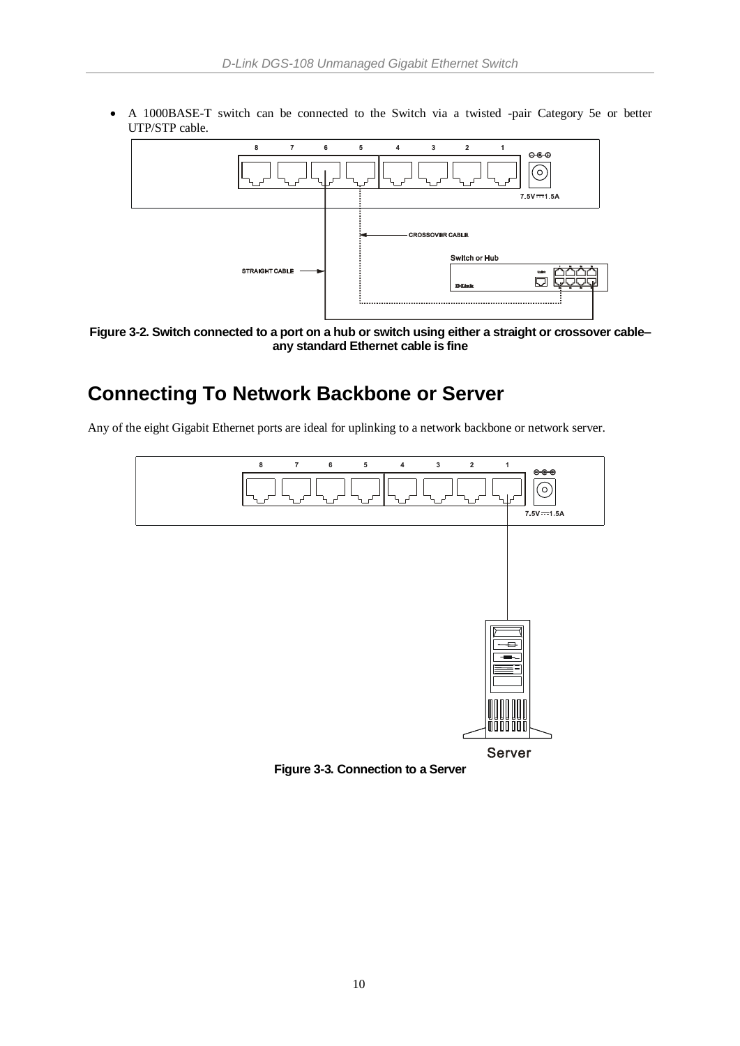- A 1000BASE-T switch can be connected to the Switch via a twisted -pair Category 5e or better UTP/STP cable.

**Figure 3-2. Switch connected to a port on a hub or switch using either a straight or crossover cable– any standard Ethernet cable is fine**

## Connecting To Network Backbone or Server

Any of the eight Gigabit Ethernet ports are ideal for uplinking to a network backbone or network server.

**Figure 3-3. Connection to a Server**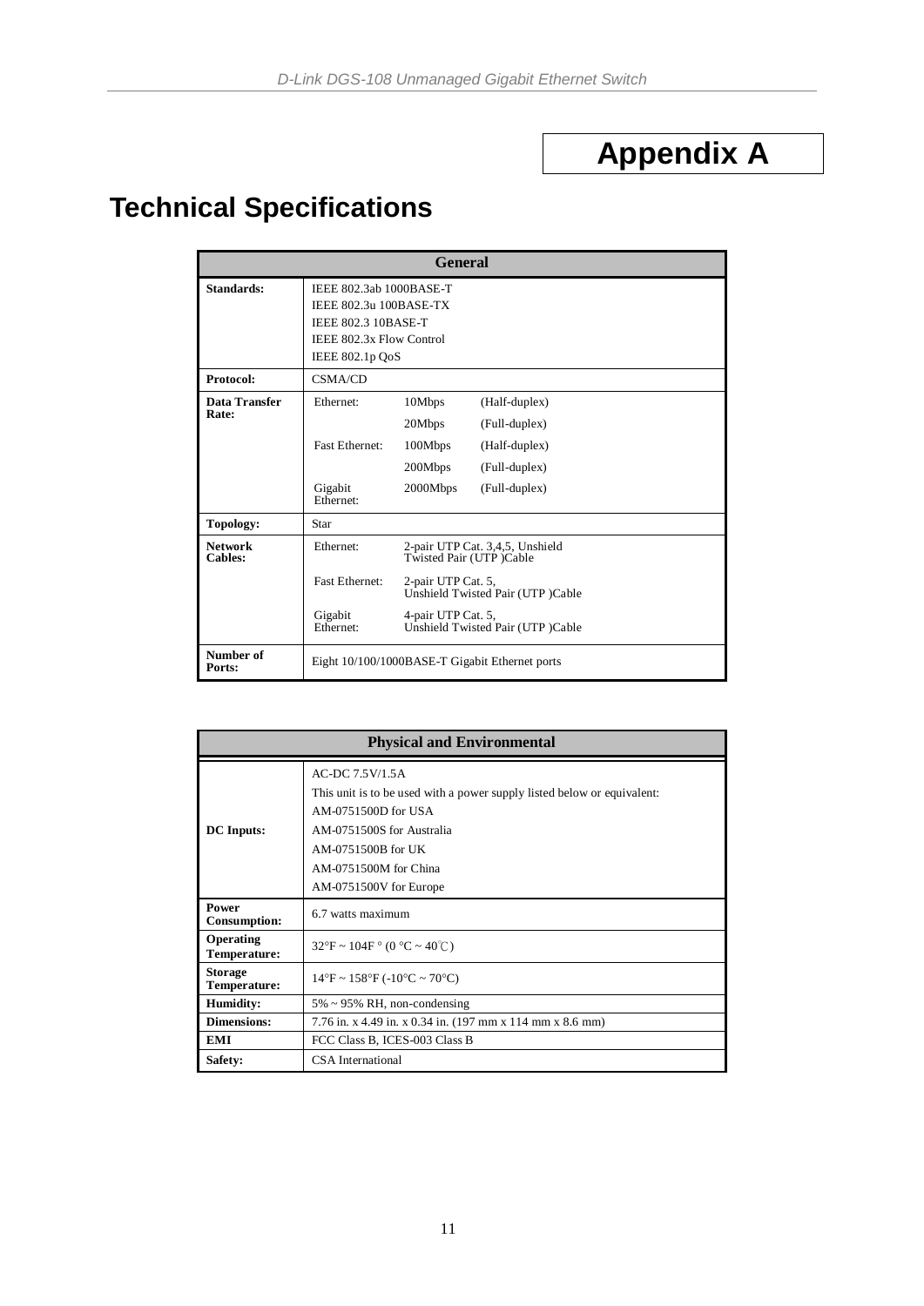# Appendix A

## Technical Specifications

| General | | | |
|---|---|---|---|
| **Standards:** | IEEE 802.3ab 1000BASE-T<br>IEEE 802.3u 100BASE-TX<br>IEEE 802.3 10BASE-T<br>IEEE 802.3x Flow Control<br>IEEE 802.1p QoS | | |
| **Protocol:** | CSMA/CD | | |
| **Data Transfer Rate:** | Ethernet: | 10Mbps | (Half-duplex) |
| | | 20Mbps | (Full-duplex) |
| | Fast Ethernet: | 100Mbps | (Half-duplex) |
| | | 200Mbps | (Full-duplex) |
| | Gigabit Ethernet: | 2000Mbps | (Full-duplex) |
| **Topology:** | Star | | |
| **Network Cables:** | Ethernet: | 2-pair UTP Cat. 3,4,5, Unshield Twisted Pair (UTP )Cable | |
| | Fast Ethernet: | 2-pair UTP Cat. 5, Unshield Twisted Pair (UTP )Cable | |
| | Gigabit Ethernet: | 4-pair UTP Cat. 5, Unshield Twisted Pair (UTP )Cable | |
| **Number of Ports:** | Eight 10/100/1000BASE-T Gigabit Ethernet ports | | |

| Physical and Environmental | |
|---|---|
| **DC Inputs:** | AC-DC 7.5V/1.5A<br>This unit is to be used with a power supply listed below or equivalent:<br>AM-0751500D for USA<br>AM-0751500S for Australia<br>AM-0751500B for UK<br>AM-0751500M for China<br>AM-0751500V for Europe |
| **Power Consumption:** | 6.7 watts maximum |
| **Operating Temperature:** | 32°F ~ 104F ° (0 °C ~ 40℃) |
| **Storage Temperature:** | 14°F ~ 158°F (-10°C ~ 70°C) |
| **Humidity:** | 5% ~ 95% RH, non-condensing |
| **Dimensions:** | 7.76 in. x 4.49 in. x 0.34 in. (197 mm x 114 mm x 8.6 mm) |
| **EMI** | FCC Class B, ICES-003 Class B |
| **Safety:** | CSA International |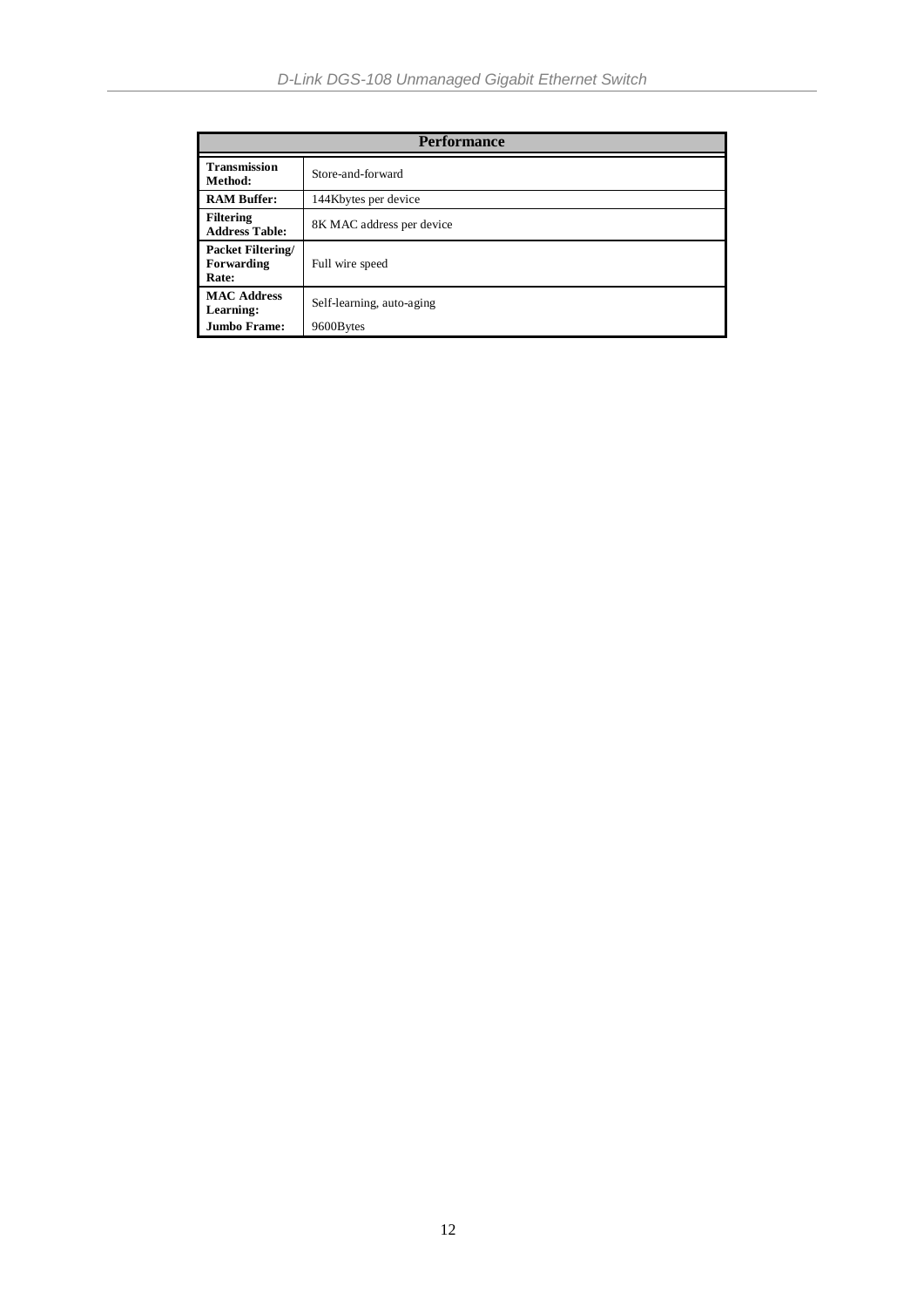| Performance | |
|---|---|
| **Transmission Method:** | Store-and-forward |
| **RAM Buffer:** | 144Kbytes per device |
| **Filtering Address Table:** | 8K MAC address per device |
| **Packet Filtering/ Forwarding Rate:** | Full wire speed |
| **MAC Address Learning:** | Self-learning, auto-aging |
| **Jumbo Frame:** | 9600Bytes |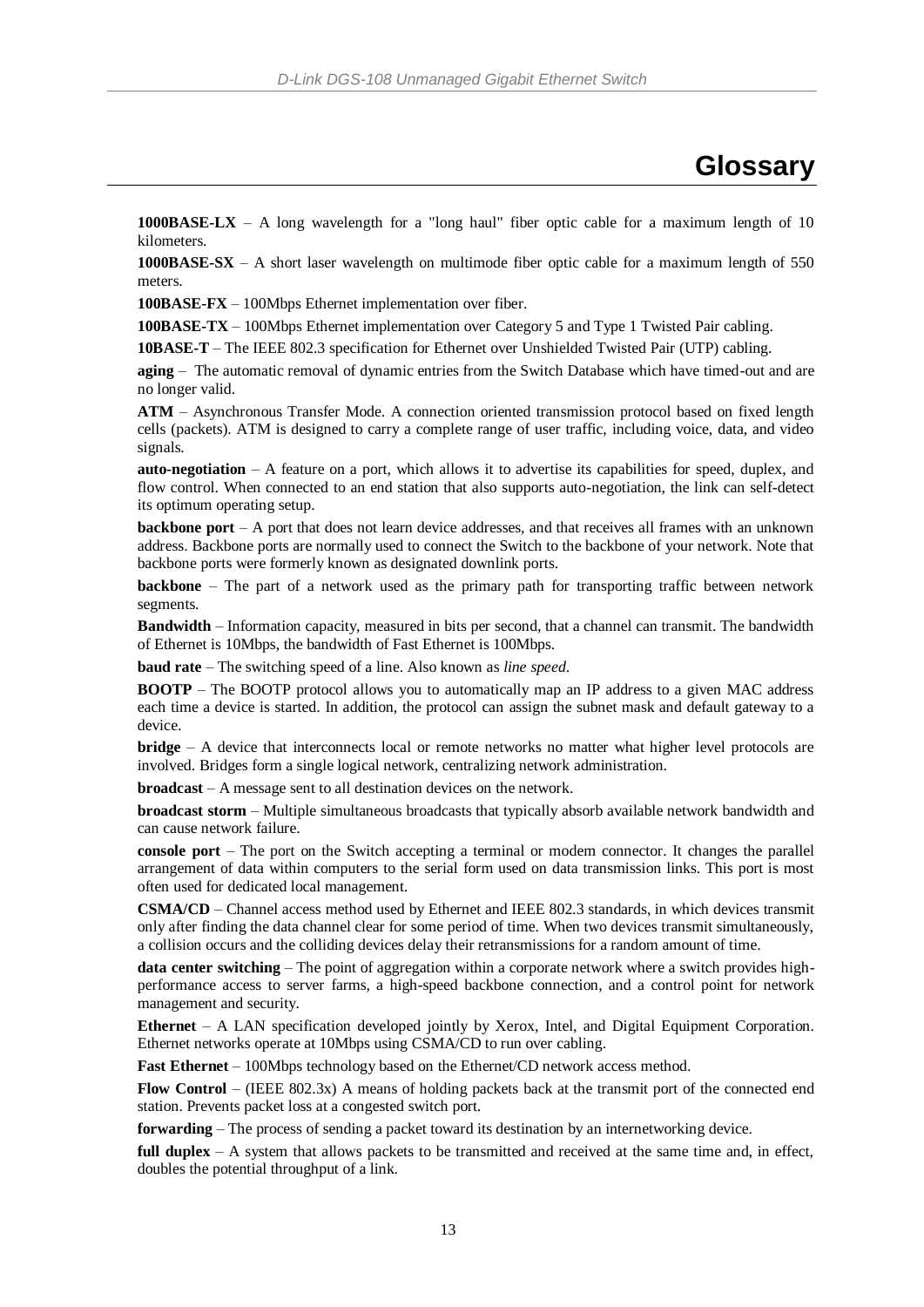# Glossary

**1000BASE-LX** – A long wavelength for a "long haul" fiber optic cable for a maximum length of 10 kilometers.

**1000BASE-SX** – A short laser wavelength on multimode fiber optic cable for a maximum length of 550 meters.

**100BASE-FX** – 100Mbps Ethernet implementation over fiber.

**100BASE-TX** – 100Mbps Ethernet implementation over Category 5 and Type 1 Twisted Pair cabling.

**10BASE-T** – The IEEE 802.3 specification for Ethernet over Unshielded Twisted Pair (UTP) cabling.

**aging** – The automatic removal of dynamic entries from the Switch Database which have timed-out and are no longer valid.

**ATM** – Asynchronous Transfer Mode. A connection oriented transmission protocol based on fixed length cells (packets). ATM is designed to carry a complete range of user traffic, including voice, data, and video signals.

**auto-negotiation** – A feature on a port, which allows it to advertise its capabilities for speed, duplex, and flow control. When connected to an end station that also supports auto-negotiation, the link can self-detect its optimum operating setup.

**backbone port** – A port that does not learn device addresses, and that receives all frames with an unknown address. Backbone ports are normally used to connect the Switch to the backbone of your network. Note that backbone ports were formerly known as designated downlink ports.

**backbone** – The part of a network used as the primary path for transporting traffic between network segments.

**Bandwidth** – Information capacity, measured in bits per second, that a channel can transmit. The bandwidth of Ethernet is 10Mbps, the bandwidth of Fast Ethernet is 100Mbps.

**baud rate** – The switching speed of a line. Also known as *line speed*.

**BOOTP** – The BOOTP protocol allows you to automatically map an IP address to a given MAC address each time a device is started. In addition, the protocol can assign the subnet mask and default gateway to a device.

**bridge** – A device that interconnects local or remote networks no matter what higher level protocols are involved. Bridges form a single logical network, centralizing network administration.

**broadcast** – A message sent to all destination devices on the network.

**broadcast storm** – Multiple simultaneous broadcasts that typically absorb available network bandwidth and can cause network failure.

**console port** – The port on the Switch accepting a terminal or modem connector. It changes the parallel arrangement of data within computers to the serial form used on data transmission links. This port is most often used for dedicated local management.

**CSMA/CD** – Channel access method used by Ethernet and IEEE 802.3 standards, in which devices transmit only after finding the data channel clear for some period of time. When two devices transmit simultaneously, a collision occurs and the colliding devices delay their retransmissions for a random amount of time.

**data center switching** – The point of aggregation within a corporate network where a switch provides high-performance access to server farms, a high-speed backbone connection, and a control point for network management and security.

**Ethernet** – A LAN specification developed jointly by Xerox, Intel, and Digital Equipment Corporation. Ethernet networks operate at 10Mbps using CSMA/CD to run over cabling.

**Fast Ethernet** – 100Mbps technology based on the Ethernet/CD network access method.

**Flow Control** – (IEEE 802.3x) A means of holding packets back at the transmit port of the connected end station. Prevents packet loss at a congested switch port.

**forwarding** – The process of sending a packet toward its destination by an internetworking device.

**full duplex** – A system that allows packets to be transmitted and received at the same time and, in effect, doubles the potential throughput of a link.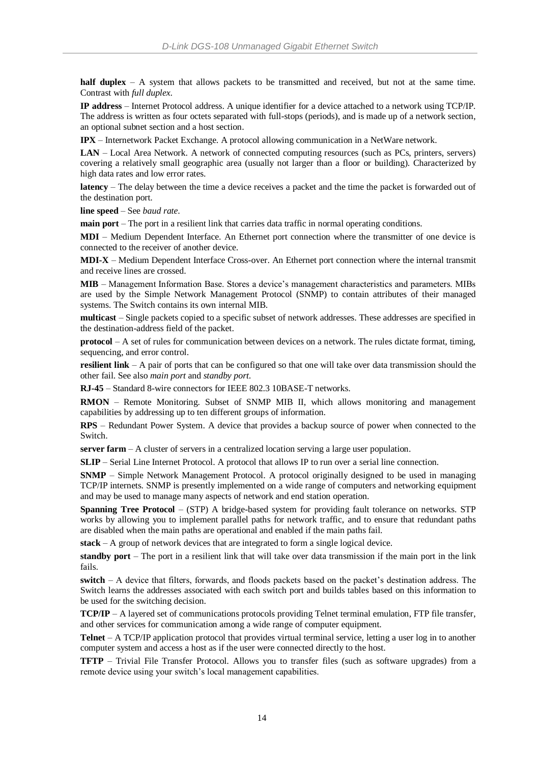**half duplex** – A system that allows packets to be transmitted and received, but not at the same time. Contrast with *full duplex*.

**IP address** – Internet Protocol address. A unique identifier for a device attached to a network using TCP/IP. The address is written as four octets separated with full-stops (periods), and is made up of a network section, an optional subnet section and a host section.

**IPX** – Internetwork Packet Exchange. A protocol allowing communication in a NetWare network.

**LAN** – Local Area Network. A network of connected computing resources (such as PCs, printers, servers) covering a relatively small geographic area (usually not larger than a floor or building). Characterized by high data rates and low error rates.

**latency** – The delay between the time a device receives a packet and the time the packet is forwarded out of the destination port.

**line speed** – See *baud rate*.

**main port** – The port in a resilient link that carries data traffic in normal operating conditions.

**MDI** – Medium Dependent Interface. An Ethernet port connection where the transmitter of one device is connected to the receiver of another device.

**MDI-X** – Medium Dependent Interface Cross-over. An Ethernet port connection where the internal transmit and receive lines are crossed.

**MIB** – Management Information Base. Stores a device's management characteristics and parameters. MIBs are used by the Simple Network Management Protocol (SNMP) to contain attributes of their managed systems. The Switch contains its own internal MIB.

**multicast** – Single packets copied to a specific subset of network addresses. These addresses are specified in the destination-address field of the packet.

**protocol** – A set of rules for communication between devices on a network. The rules dictate format, timing, sequencing, and error control.

**resilient link** – A pair of ports that can be configured so that one will take over data transmission should the other fail. See also *main port* and *standby port*.

**RJ-45** – Standard 8-wire connectors for IEEE 802.3 10BASE-T networks.

**RMON** – Remote Monitoring. Subset of SNMP MIB II, which allows monitoring and management capabilities by addressing up to ten different groups of information.

**RPS** – Redundant Power System. A device that provides a backup source of power when connected to the Switch.

**server farm** – A cluster of servers in a centralized location serving a large user population.

**SLIP** – Serial Line Internet Protocol. A protocol that allows IP to run over a serial line connection.

**SNMP** – Simple Network Management Protocol. A protocol originally designed to be used in managing TCP/IP internets. SNMP is presently implemented on a wide range of computers and networking equipment and may be used to manage many aspects of network and end station operation.

**Spanning Tree Protocol** – (STP) A bridge-based system for providing fault tolerance on networks. STP works by allowing you to implement parallel paths for network traffic, and to ensure that redundant paths are disabled when the main paths are operational and enabled if the main paths fail.

**stack** – A group of network devices that are integrated to form a single logical device.

**standby port** – The port in a resilient link that will take over data transmission if the main port in the link fails.

**switch** – A device that filters, forwards, and floods packets based on the packet's destination address. The Switch learns the addresses associated with each switch port and builds tables based on this information to be used for the switching decision.

**TCP/IP** – A layered set of communications protocols providing Telnet terminal emulation, FTP file transfer, and other services for communication among a wide range of computer equipment.

**Telnet** – A TCP/IP application protocol that provides virtual terminal service, letting a user log in to another computer system and access a host as if the user were connected directly to the host.

**TFTP** – Trivial File Transfer Protocol. Allows you to transfer files (such as software upgrades) from a remote device using your switch's local management capabilities.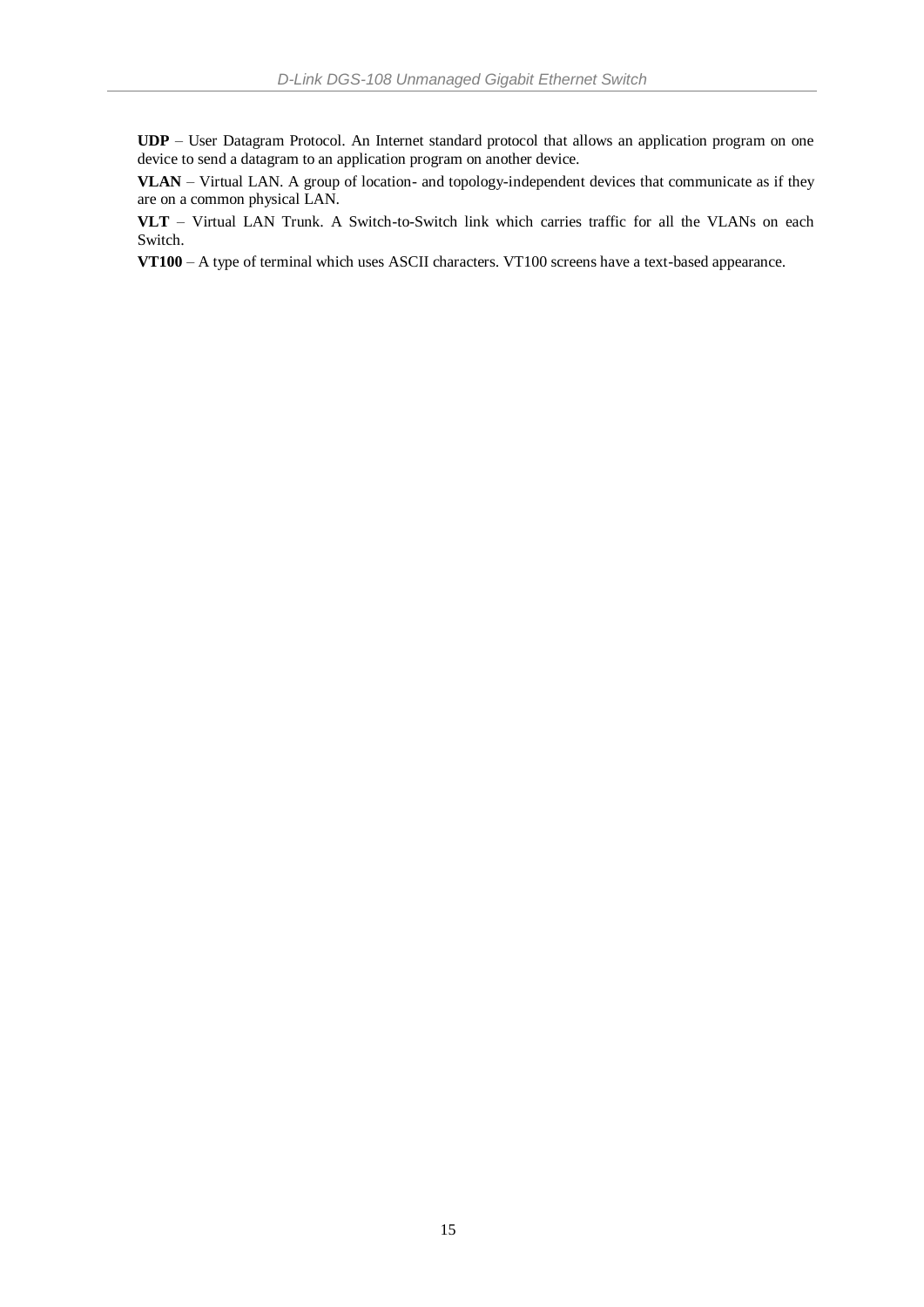**UDP** – User Datagram Protocol. An Internet standard protocol that allows an application program on one device to send a datagram to an application program on another device.

**VLAN** – Virtual LAN. A group of location- and topology-independent devices that communicate as if they are on a common physical LAN.

**VLT** – Virtual LAN Trunk. A Switch-to-Switch link which carries traffic for all the VLANs on each Switch.

**VT100** – A type of terminal which uses ASCII characters. VT100 screens have a text-based appearance.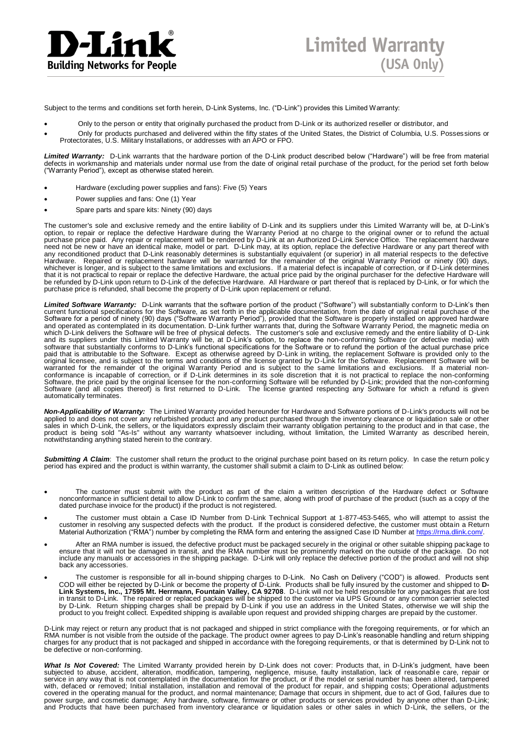**D-Link**
**Building Networks for People**

# Limited Warranty (USA Only)

Subject to the terms and conditions set forth herein, D-Link Systems, Inc. ("D-Link") provides this Limited Warranty:

- Only to the person or entity that originally purchased the product from D-Link or its authorized reseller or distributor, and
- Only for products purchased and delivered within the fifty states of the United States, the District of Columbia, U.S. Possessions or Protectorates, U.S. Military Installations, or addresses with an APO or FPO.

***Limited Warranty:*** D-Link warrants that the hardware portion of the D-Link product described below ("Hardware") will be free from material defects in workmanship and materials under normal use from the date of original retail purchase of the product, for the period set forth below ("Warranty Period"), except as otherwise stated herein.

- Hardware (excluding power supplies and fans): Five (5) Years
- Power supplies and fans: One (1) Year
- Spare parts and spare kits: Ninety (90) days

The customer's sole and exclusive remedy and the entire liability of D-Link and its suppliers under this Limited Warranty will be, at D-Link's option, to repair or replace the defective Hardware during the Warranty Period at no charge to the original owner or to refund the actual purchase price paid. Any repair or replacement will be rendered by D-Link at an Authorized D-Link Service Office. The replacement hardware need not be new or have an identical make, model or part. D-Link may, at its option, replace the defective Hardware or any part thereof with any reconditioned product that D-Link reasonably determines is substantially equivalent (or superior) in all material respects to the defective Hardware. Repaired or replacement hardware will be warranted for the remainder of the original Warranty Period or ninety (90) days, whichever is longer, and is subject to the same limitations and exclusions. If a material defect is incapable of correction, or if D-Link determines that it is not practical to repair or replace the defective Hardware, the actual price paid by the original purchaser for the defective Hardware will be refunded by D-Link upon return to D-Link of the defective Hardware. All Hardware or part thereof that is replaced by D-Link, or for which the purchase price is refunded, shall become the property of D-Link upon replacement or refund.

***Limited Software Warranty:*** D-Link warrants that the software portion of the product ("Software") will substantially conform to D-Link's then current functional specifications for the Software, as set forth in the applicable documentation, from the date of original retail purchase of the Software for a period of ninety (90) days ("Software Warranty Period"), provided that the Software is properly installed on approved hardware and operated as contemplated in its documentation. D-Link further warrants that, during the Software Warranty Period, the magnetic media on which D-Link delivers the Software will be free of physical defects. The customer's sole and exclusive remedy and the entire liability of D-Link and its suppliers under this Limited Warranty will be, at D-Link's option, to replace the non-conforming Software (or defective media) with software that substantially conforms to D-Link's functional specifications for the Software or to refund the portion of the actual purchase price paid that is attributable to the Software. Except as otherwise agreed by D-Link in writing, the replacement Software is provided only to the original licensee, and is subject to the terms and conditions of the license granted by D-Link for the Software. Replacement Software will be warranted for the remainder of the original Warranty Period and is subject to the same limitations and exclusions. If a material non-conformance is incapable of correction, or if D-Link determines in its sole discretion that it is not practical to replace the non-conforming Software, the price paid by the original licensee for the non-conforming Software will be refunded by D-Link; provided that the non-conforming Software (and all copies thereof) is first returned to D-Link. The license granted respecting any Software for which a refund is given automatically terminates.

***Non-Applicability of Warranty:*** The Limited Warranty provided hereunder for Hardware and Software portions of D-Link's products will not be applied to and does not cover any refurbished product and any product purchased through the inventory clearance or liquidation sale or other sales in which D-Link, the sellers, or the liquidators expressly disclaim their warranty obligation pertaining to the product and in that case, the product is being sold "As-Is" without any warranty whatsoever including, without limitation, the Limited Warranty as described herein, notwithstanding anything stated herein to the contrary.

***Submitting A Claim***: The customer shall return the product to the original purchase point based on its return policy. In case the return policy period has expired and the product is within warranty, the customer shall submit a claim to D-Link as outlined below:

- The customer must submit with the product as part of the claim a written description of the Hardware defect or Software nonconformance in sufficient detail to allow D-Link to confirm the same, along with proof of purchase of the product (such as a copy of the dated purchase invoice for the product) if the product is not registered.
- The customer must obtain a Case ID Number from D-Link Technical Support at 1-877-453-5465, who will attempt to assist the customer in resolving any suspected defects with the product. If the product is considered defective, the customer must obtain a Return Material Authorization ("RMA") number by completing the RMA form and entering the assigned Case ID Number at https://rma.dlink.com/.
- After an RMA number is issued, the defective product must be packaged securely in the original or other suitable shipping package to ensure that it will not be damaged in transit, and the RMA number must be prominently marked on the outside of the package. Do not include any manuals or accessories in the shipping package. D-Link will only replace the defective portion of the product and will not ship back any accessories.
- The customer is responsible for all in-bound shipping charges to D-Link. No Cash on Delivery ("COD") is allowed. Products sent COD will either be rejected by D-Link or become the property of D-Link. Products shall be fully insured by the customer and shipped to **D-Link Systems, Inc., 17595 Mt. Herrmann, Fountain Valley, CA 92708**. D-Link will not be held responsible for any packages that are lost in transit to D-Link. The repaired or replaced packages will be shipped to the customer via UPS Ground or any common carrier selected by D-Link. Return shipping charges shall be prepaid by D-Link if you use an address in the United States, otherwise we will ship the product to you freight collect. Expedited shipping is available upon request and provided shipping charges are prepaid by the customer.

D-Link may reject or return any product that is not packaged and shipped in strict compliance with the foregoing requirements, or for which an RMA number is not visible from the outside of the package. The product owner agrees to pay D-Link's reasonable handling and return shipping charges for any product that is not packaged and shipped in accordance with the foregoing requirements, or that is determined by D-Link not to be defective or non-conforming.

***What Is Not Covered:*** The Limited Warranty provided herein by D-Link does not cover: Products that, in D-Link's judgment, have been subjected to abuse, accident, alteration, modification, tampering, negligence, misuse, faulty installation, lack of reasonable care, repair or service in any way that is not contemplated in the documentation for the product, or if the model or serial number has been altered, tampered with, defaced or removed; Initial installation, installation and removal of the product for repair, and shipping costs; Operational adjustments covered in the operating manual for the product, and normal maintenance; Damage that occurs in shipment, due to act of God, failures due to power surge, and cosmetic damage; Any hardware, software, firmware or other products or services provided by anyone other than D-Link; and Products that have been purchased from inventory clearance or liquidation sales or other sales in which D-Link, the sellers, or the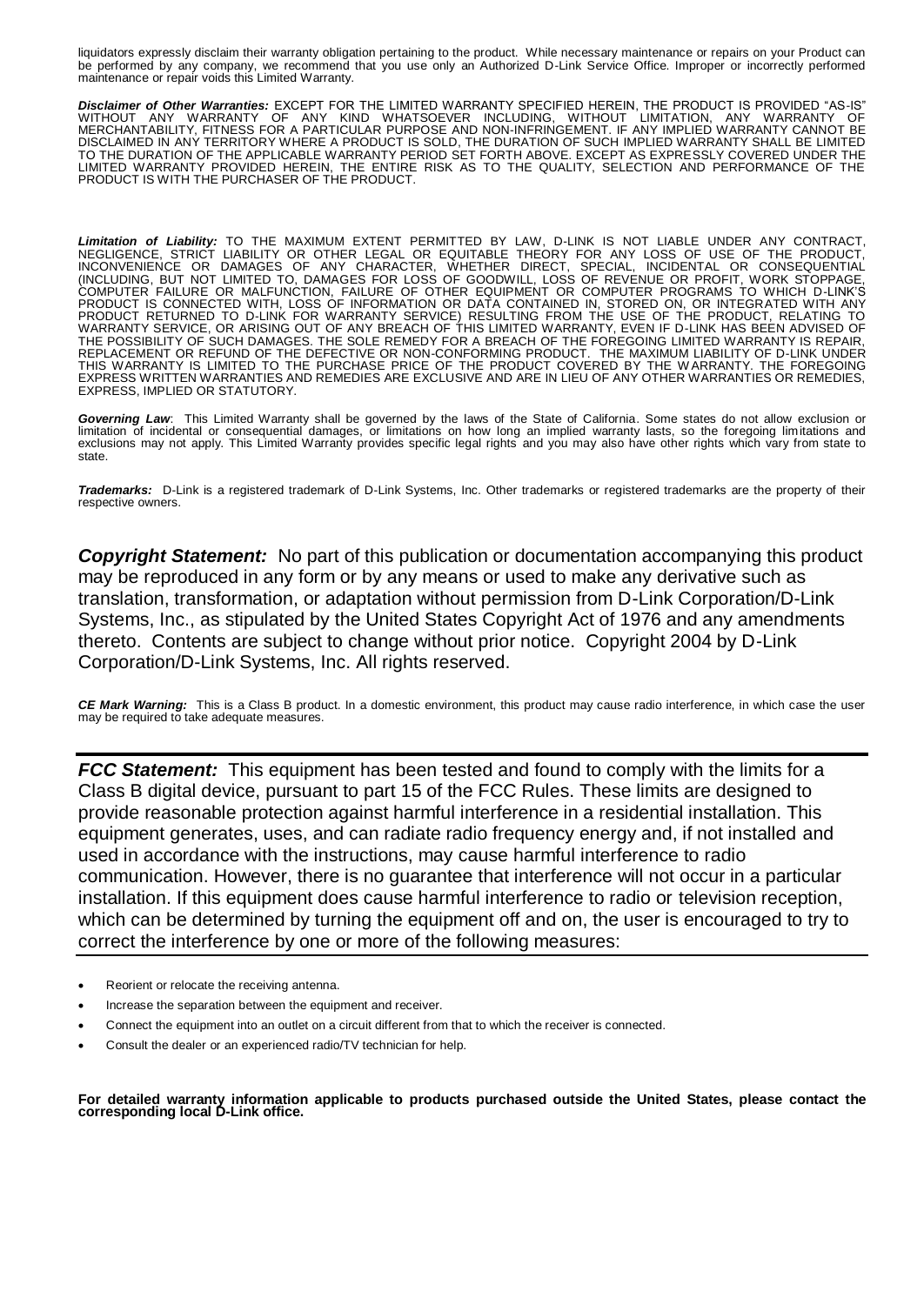liquidators expressly disclaim their warranty obligation pertaining to the product. While necessary maintenance or repairs on your Product can be performed by any company, we recommend that you use only an Authorized D-Link Service Office. Improper or incorrectly performed maintenance or repair voids this Limited Warranty.

***Disclaimer of Other Warranties:*** EXCEPT FOR THE LIMITED WARRANTY SPECIFIED HEREIN, THE PRODUCT IS PROVIDED "AS-IS" WITHOUT ANY WARRANTY OF ANY KIND WHATSOEVER INCLUDING, WITHOUT LIMITATION, ANY WARRANTY OF MERCHANTABILITY, FITNESS FOR A PARTICULAR PURPOSE AND NON-INFRINGEMENT. IF ANY IMPLIED WARRANTY CANNOT BE DISCLAIMED IN ANY TERRITORY WHERE A PRODUCT IS SOLD, THE DURATION OF SUCH IMPLIED WARRANTY SHALL BE LIMITED TO THE DURATION OF THE APPLICABLE WARRANTY PERIOD SET FORTH ABOVE. EXCEPT AS EXPRESSLY COVERED UNDER THE LIMITED WARRANTY PROVIDED HEREIN, THE ENTIRE RISK AS TO THE QUALITY, SELECTION AND PERFORMANCE OF THE PRODUCT IS WITH THE PURCHASER OF THE PRODUCT.

***Limitation of Liability:*** TO THE MAXIMUM EXTENT PERMITTED BY LAW, D-LINK IS NOT LIABLE UNDER ANY CONTRACT, NEGLIGENCE, STRICT LIABILITY OR OTHER LEGAL OR EQUITABLE THEORY FOR ANY LOSS OF USE OF THE PRODUCT, INCONVENIENCE OR DAMAGES OF ANY CHARACTER, WHETHER DIRECT, SPECIAL, INCIDENTAL OR CONSEQUENTIAL (INCLUDING, BUT NOT LIMITED TO, DAMAGES FOR LOSS OF GOODWILL, LOSS OF REVENUE OR PROFIT, WORK STOPPAGE, COMPUTER FAILURE OR MALFUNCTION, FAILURE OF OTHER EQUIPMENT OR COMPUTER PROGRAMS TO WHICH D-LINK'S PRODUCT IS CONNECTED WITH, LOSS OF INFORMATION OR DATA CONTAINED IN, STORED ON, OR INTEGRATED WITH ANY PRODUCT RETURNED TO D-LINK FOR WARRANTY SERVICE) RESULTING FROM THE USE OF THE PRODUCT, RELATING TO WARRANTY SERVICE, OR ARISING OUT OF ANY BREACH OF THIS LIMITED WARRANTY, EVEN IF D-LINK HAS BEEN ADVISED OF THE POSSIBILITY OF SUCH DAMAGES. THE SOLE REMEDY FOR A BREACH OF THE FOREGOING LIMITED WARRANTY IS REPAIR, REPLACEMENT OR REFUND OF THE DEFECTIVE OR NON-CONFORMING PRODUCT. THE MAXIMUM LIABILITY OF D-LINK UNDER THIS WARRANTY IS LIMITED TO THE PURCHASE PRICE OF THE PRODUCT COVERED BY THE WARRANTY. THE FOREGOING EXPRESS WRITTEN WARRANTIES AND REMEDIES ARE EXCLUSIVE AND ARE IN LIEU OF ANY OTHER WARRANTIES OR REMEDIES, EXPRESS, IMPLIED OR STATUTORY.

***Governing Law***: This Limited Warranty shall be governed by the laws of the State of California. Some states do not allow exclusion or limitation of incidental or consequential damages, or limitations on how long an implied warranty lasts, so the foregoing limitations and exclusions may not apply. This Limited Warranty provides specific legal rights and you may also have other rights which vary from state to state.

***Trademarks:*** D-Link is a registered trademark of D-Link Systems, Inc. Other trademarks or registered trademarks are the property of their respective owners.

***Copyright Statement:*** No part of this publication or documentation accompanying this product may be reproduced in any form or by any means or used to make any derivative such as translation, transformation, or adaptation without permission from D-Link Corporation/D-Link Systems, Inc., as stipulated by the United States Copyright Act of 1976 and any amendments thereto. Contents are subject to change without prior notice. Copyright 2004 by D-Link Corporation/D-Link Systems, Inc. All rights reserved.

***CE Mark Warning:*** This is a Class B product. In a domestic environment, this product may cause radio interference, in which case the user may be required to take adequate measures.

***FCC Statement:*** This equipment has been tested and found to comply with the limits for a Class B digital device, pursuant to part 15 of the FCC Rules. These limits are designed to provide reasonable protection against harmful interference in a residential installation. This equipment generates, uses, and can radiate radio frequency energy and, if not installed and used in accordance with the instructions, may cause harmful interference to radio communication. However, there is no guarantee that interference will not occur in a particular installation. If this equipment does cause harmful interference to radio or television reception, which can be determined by turning the equipment off and on, the user is encouraged to try to correct the interference by one or more of the following measures:

- Reorient or relocate the receiving antenna.
- Increase the separation between the equipment and receiver.
- Connect the equipment into an outlet on a circuit different from that to which the receiver is connected.
- Consult the dealer or an experienced radio/TV technician for help.

**For detailed warranty information applicable to products purchased outside the United States, please contact the corresponding local D-Link office.**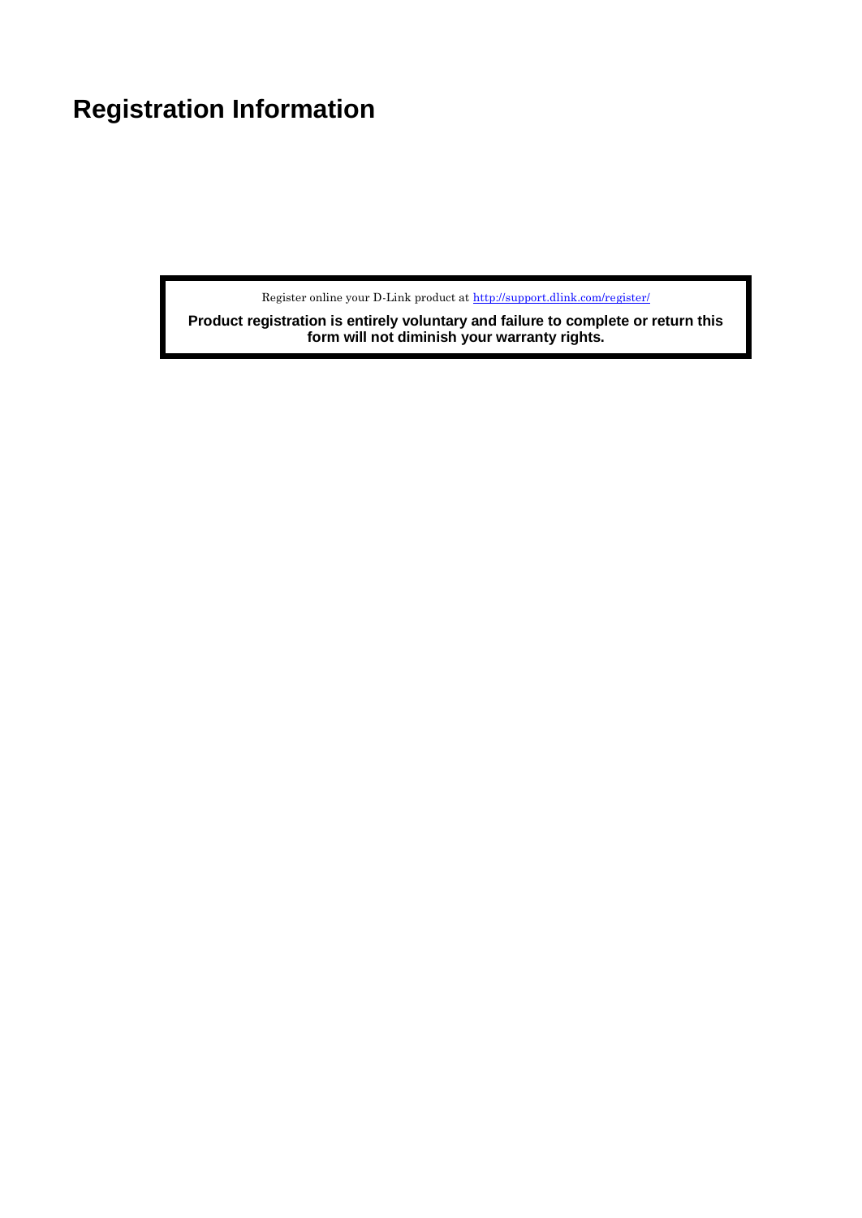# Registration Information

Register online your D-Link product at http://support.dlink.com/register/

**Product registration is entirely voluntary and failure to complete or return this form will not diminish your warranty rights.**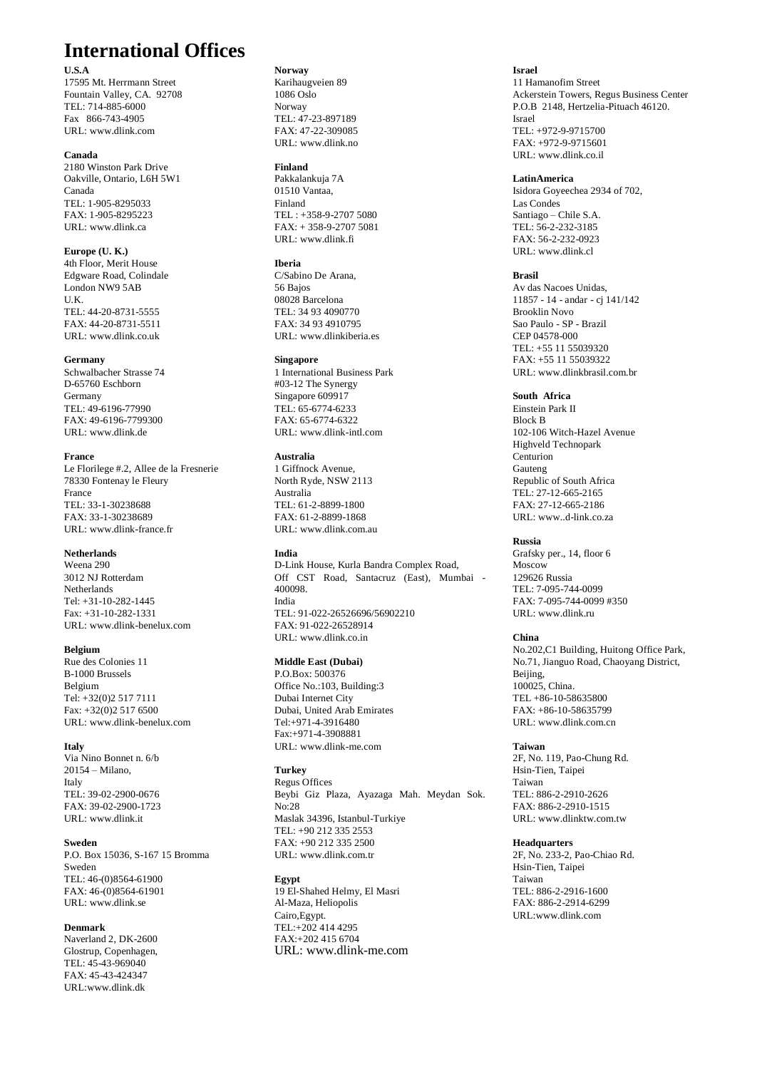# International Offices

**U.S.A**
17595 Mt. Herrmann Street
Fountain Valley, CA. 92708
TEL: 714-885-6000
Fax 866-743-4905
URL: www.dlink.com

**Canada**
2180 Winston Park Drive
Oakville, Ontario, L6H 5W1
Canada
TEL: 1-905-8295033
FAX: 1-905-8295223
URL: www.dlink.ca

**Europe (U. K.)**
4th Floor, Merit House
Edgware Road, Colindale
London NW9 5AB
U.K.
TEL: 44-20-8731-5555
FAX: 44-20-8731-5511
URL: www.dlink.co.uk

**Germany**
Schwalbacher Strasse 74
D-65760 Eschborn
Germany
TEL: 49-6196-77990
FAX: 49-6196-7799300
URL: www.dlink.de

**France**
Le Florilege #.2, Allee de la Fresnerie
78330 Fontenay le Fleury
France
TEL: 33-1-30238688
FAX: 33-1-30238689
URL: www.dlink-france.fr

**Netherlands**
Weena 290
3012 NJ Rotterdam
Netherlands
Tel: +31-10-282-1445
Fax: +31-10-282-1331
URL: www.dlink-benelux.com

**Belgium**
Rue des Colonies 11
B-1000 Brussels
Belgium
Tel: +32(0)2 517 7111
Fax: +32(0)2 517 6500
URL: www.dlink-benelux.com

**Italy**
Via Nino Bonnet n. 6/b
20154 – Milano,
Italy
TEL: 39-02-2900-0676
FAX: 39-02-2900-1723
URL: www.dlink.it

**Sweden**
P.O. Box 15036, S-167 15 Bromma
Sweden
TEL: 46-(0)8564-61900
FAX: 46-(0)8564-61901
URL: www.dlink.se

**Denmark**
Naverland 2, DK-2600
Glostrup, Copenhagen,
TEL: 45-43-969040
FAX: 45-43-424347
URL:www.dlink.dk

**Norway**
Karihaugveien 89
1086 Oslo
Norway
TEL: 47-23-897189
FAX: 47-22-309085
URL: www.dlink.no

**Finland**
Pakkalankuja 7A
01510 Vantaa,
Finland
TEL : +358-9-2707 5080
FAX: + 358-9-2707 5081
URL: www.dlink.fi

**Iberia**
C/Sabino De Arana,
56 Bajos
08028 Barcelona
TEL: 34 93 4090770
FAX: 34 93 4910795
URL: www.dlinkiberia.es

**Singapore**
1 International Business Park
#03-12 The Synergy
Singapore 609917
TEL: 65-6774-6233
FAX: 65-6774-6322
URL: www.dlink-intl.com

**Australia**
1 Giffnock Avenue,
North Ryde, NSW 2113
Australia
TEL: 61-2-8899-1800
FAX: 61-2-8899-1868
URL: www.dlink.com.au

**India**
D-Link House, Kurla Bandra Complex Road,
Off CST Road, Santacruz (East), Mumbai - 400098.
India
TEL: 91-022-26526696/56902210
FAX: 91-022-26528914
URL: www.dlink.co.in

**Middle East (Dubai)**
P.O.Box: 500376
Office No.:103, Building:3
Dubai Internet City
Dubai, United Arab Emirates
Tel:+971-4-3916480
Fax:+971-4-3908881
URL: www.dlink-me.com

**Turkey**
Regus Offices
Beybi Giz Plaza, Ayazaga Mah. Meydan Sok. No:28
Maslak 34396, Istanbul-Turkiye
TEL: +90 212 335 2553
FAX: +90 212 335 2500
URL: www.dlink.com.tr

**Egypt**
19 El-Shahed Helmy, El Masri
Al-Maza, Heliopolis
Cairo,Egypt.
TEL:+202 414 4295
FAX:+202 415 6704
URL: www.dlink-me.com

**Israel**
11 Hamanofim Street
Ackerstein Towers, Regus Business Center
P.O.B 2148, Hertzelia-Pituach 46120.
Israel
TEL: +972-9-9715700
FAX: +972-9-9715601
URL: www.dlink.co.il

**LatinAmerica**
Isidora Goyeechea 2934 of 702,
Las Condes
Santiago – Chile S.A.
TEL: 56-2-232-3185
FAX: 56-2-232-0923
URL: www.dlink.cl

**Brasil**
Av das Nacoes Unidas,
11857 - 14 - andar - cj 141/142
Brooklin Novo
Sao Paulo - SP - Brazil
CEP 04578-000
TEL: +55 11 55039320
FAX: +55 11 55039322
URL: www.dlinkbrasil.com.br

**South Africa**
Einstein Park II
Block B
102-106 Witch-Hazel Avenue
Highveld Technopark
Centurion
Gauteng
Republic of South Africa
TEL: 27-12-665-2165
FAX: 27-12-665-2186
URL: www..d-link.co.za

**Russia**
Grafsky per., 14, floor 6
Moscow
129626 Russia
TEL: 7-095-744-0099
FAX: 7-095-744-0099 #350
URL: www.dlink.ru

**China**
No.202,C1 Building, Huitong Office Park,
No.71, Jianguo Road, Chaoyang District,
Beijing,
100025, China.
TEL +86-10-58635800
FAX: +86-10-58635799
URL: www.dlink.com.cn

**Taiwan**
2F, No. 119, Pao-Chung Rd.
Hsin-Tien, Taipei
Taiwan
TEL: 886-2-2910-2626
FAX: 886-2-2910-1515
URL: www.dlinktw.com.tw

**Headquarters**
2F, No. 233-2, Pao-Chiao Rd.
Hsin-Tien, Taipei
Taiwan
TEL: 886-2-2916-1600
FAX: 886-2-2914-6299
URL:www.dlink.com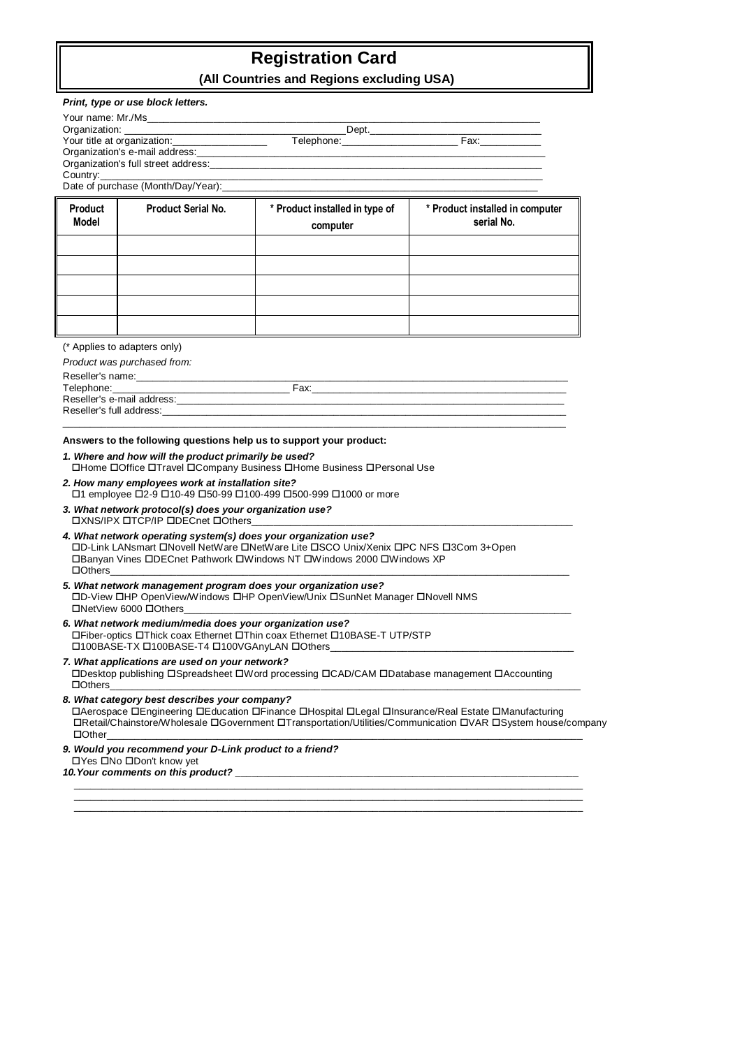# Registration Card

## (All Countries and Regions excluding USA)

***Print, type or use block letters.***

Your name: Mr./Ms\_\_\_\_\_\_\_\_\_\_\_\_\_\_\_\_\_\_\_\_\_\_\_\_\_\_\_\_\_\_\_\_\_\_\_\_\_\_\_\_\_\_\_\_

Organization: \_\_\_\_\_\_\_\_\_\_\_\_\_\_\_\_\_\_\_\_\_\_\_\_\_\_\_\_ Dept.\_\_\_\_\_\_\_\_\_\_\_\_\_\_\_\_\_\_\_\_

Your title at organization:\_\_\_\_\_\_\_\_\_\_\_\_\_\_\_\_ Telephone:\_\_\_\_\_\_\_\_\_\_\_\_\_\_\_\_ Fax:\_\_\_\_\_\_\_\_\_\_

Organization's e-mail address:\_\_\_\_\_\_\_\_\_\_\_\_\_\_\_\_\_\_\_\_\_\_\_\_\_\_\_\_\_\_\_\_\_\_\_\_\_\_\_\_

Organization's full street address:\_\_\_\_\_\_\_\_\_\_\_\_\_\_\_\_\_\_\_\_\_\_\_\_\_\_\_\_\_\_\_\_\_\_\_\_\_

Country:\_\_\_\_\_\_\_\_\_\_\_\_\_\_\_\_\_\_\_\_\_\_\_\_\_\_\_\_\_\_\_\_\_\_\_\_\_\_\_\_\_\_\_\_\_\_\_\_\_\_\_\_\_\_\_\_

Date of purchase (Month/Day/Year):\_\_\_\_\_\_\_\_\_\_\_\_\_\_\_\_\_\_\_\_\_\_\_\_\_\_\_\_\_\_\_\_\_\_\_\_\_

| Product Model | Product Serial No. | * Product installed in type of computer | * Product installed in computer serial No. |
|---|---|---|---|
| | | | |
| | | | |
| | | | |
| | | | |
| | | | |

(* Applies to adapters only)

*Product was purchased from:*

Reseller's name:\_\_\_\_\_\_\_\_\_\_\_\_\_\_\_\_\_\_\_\_\_\_\_\_\_\_\_\_\_\_\_\_\_\_\_\_\_\_\_\_\_\_\_\_\_\_\_\_\_\_\_

Telephone:\_\_\_\_\_\_\_\_\_\_\_\_\_\_\_\_\_\_\_\_\_\_\_\_\_\_ Fax:\_\_\_\_\_\_\_\_\_\_\_\_\_\_\_\_\_\_\_\_\_\_\_\_\_\_\_\_\_\_

Reseller's e-mail address:\_\_\_\_\_\_\_\_\_\_\_\_\_\_\_\_\_\_\_\_\_\_\_\_\_\_\_\_\_\_\_\_\_\_\_\_\_\_\_\_\_\_\_\_

Reseller's full address:\_\_\_\_\_\_\_\_\_\_\_\_\_\_\_\_\_\_\_\_\_\_\_\_\_\_\_\_\_\_\_\_\_\_\_\_\_\_\_\_\_\_\_\_\_\_

\_\_\_\_\_\_\_\_\_\_\_\_\_\_\_\_\_\_\_\_\_\_\_\_\_\_\_\_\_\_\_\_\_\_\_\_\_\_\_\_\_\_\_\_\_\_\_\_\_\_\_\_\_\_\_\_\_\_\_\_\_\_\_\_\_\_

**Answers to the following questions help us to support your product:**

***1. Where and how will the product primarily be used?***
☐Home ☐Office ☐Travel ☐Company Business ☐Home Business ☐Personal Use

***2. How many employees work at installation site?***
☐1 employee ☐2-9 ☐10-49 ☐50-99 ☐100-499 ☐500-999 ☐1000 or more

***3. What network protocol(s) does your organization use?***
☐XNS/IPX ☐TCP/IP ☐DECnet ☐Others\_\_\_\_\_\_\_\_\_\_\_\_\_\_\_\_\_\_\_\_\_\_\_\_\_\_\_\_\_\_\_\_\_\_\_\_

***4. What network operating system(s) does your organization use?***
☐D-Link LANsmart ☐Novell NetWare ☐NetWare Lite ☐SCO Unix/Xenix ☐PC NFS ☐3Com 3+Open
☐Banyan Vines ☐DECnet Pathwork ☐Windows NT ☐Windows 2000 ☐Windows XP
☐Others\_\_\_\_\_\_\_\_\_\_\_\_\_\_\_\_\_\_\_\_\_\_\_\_\_\_\_\_\_\_\_\_\_\_\_\_\_\_\_\_\_\_\_\_\_\_\_\_\_\_\_\_\_\_\_\_

***5. What network management program does your organization use?***
☐D-View ☐HP OpenView/Windows ☐HP OpenView/Unix ☐SunNet Manager ☐Novell NMS
☐NetView 6000 ☐Others\_\_\_\_\_\_\_\_\_\_\_\_\_\_\_\_\_\_\_\_\_\_\_\_\_\_\_\_\_\_\_\_\_\_\_\_\_\_\_\_\_\_\_\_\_\_\_\_

***6. What network medium/media does your organization use?***
☐Fiber-optics ☐Thick coax Ethernet ☐Thin coax Ethernet ☐10BASE-T UTP/STP
☐100BASE-TX ☐100BASE-T4 ☐100VGAnyLAN ☐Others\_\_\_\_\_\_\_\_\_\_\_\_\_\_\_\_\_\_\_\_\_\_\_\_\_\_\_\_

***7. What applications are used on your network?***
☐Desktop publishing ☐Spreadsheet ☐Word processing ☐CAD/CAM ☐Database management ☐Accounting
☐Others\_\_\_\_\_\_\_\_\_\_\_\_\_\_\_\_\_\_\_\_\_\_\_\_\_\_\_\_\_\_\_\_\_\_\_\_\_\_\_\_\_\_\_\_\_\_\_\_\_\_\_\_\_\_\_\_

***8. What category best describes your company?***
☐Aerospace ☐Engineering ☐Education ☐Finance ☐Hospital ☐Legal ☐Insurance/Real Estate ☐Manufacturing
☐Retail/Chainstore/Wholesale ☐Government ☐Transportation/Utilities/Communication ☐VAR ☐System house/company
☐Other\_\_\_\_\_\_\_\_\_\_\_\_\_\_\_\_\_\_\_\_\_\_\_\_\_\_\_\_\_\_\_\_\_\_\_\_\_\_\_\_\_\_\_\_\_\_\_\_\_\_\_\_\_\_\_\_\_

***9. Would you recommend your D-Link product to a friend?***
☐Yes ☐No ☐Don't know yet

***10.Your comments on this product?*** \_\_\_\_\_\_\_\_\_\_\_\_\_\_\_\_\_\_\_\_\_\_\_\_\_\_\_\_\_\_\_\_\_\_\_\_\_\_\_\_\_\_\_

\_\_\_\_\_\_\_\_\_\_\_\_\_\_\_\_\_\_\_\_\_\_\_\_\_\_\_\_\_\_\_\_\_\_\_\_\_\_\_\_\_\_\_\_\_\_\_\_\_\_\_\_\_\_\_\_\_\_\_\_\_\_\_\_\_\_

\_\_\_\_\_\_\_\_\_\_\_\_\_\_\_\_\_\_\_\_\_\_\_\_\_\_\_\_\_\_\_\_\_\_\_\_\_\_\_\_\_\_\_\_\_\_\_\_\_\_\_\_\_\_\_\_\_\_\_\_\_\_\_\_\_\_

\_\_\_\_\_\_\_\_\_\_\_\_\_\_\_\_\_\_\_\_\_\_\_\_\_\_\_\_\_\_\_\_\_\_\_\_\_\_\_\_\_\_\_\_\_\_\_\_\_\_\_\_\_\_\_\_\_\_\_\_\_\_\_\_\_\_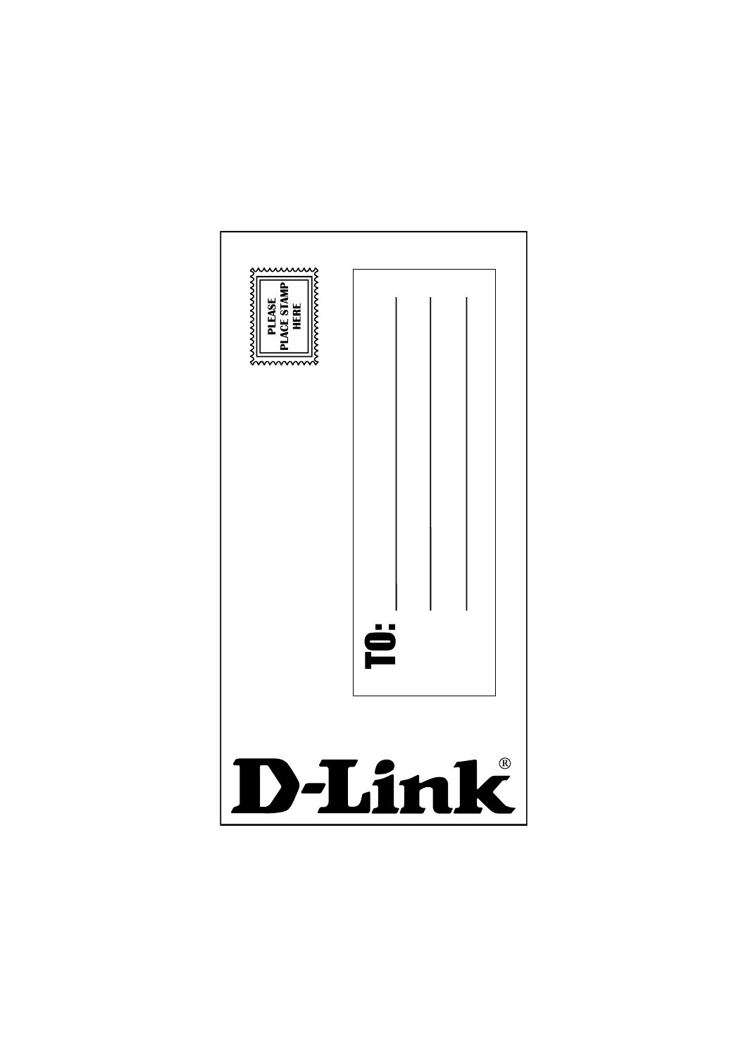PLEASE
PLACE STAMP
HERE

TO: ____________________

____________________

____________________

D-Link®